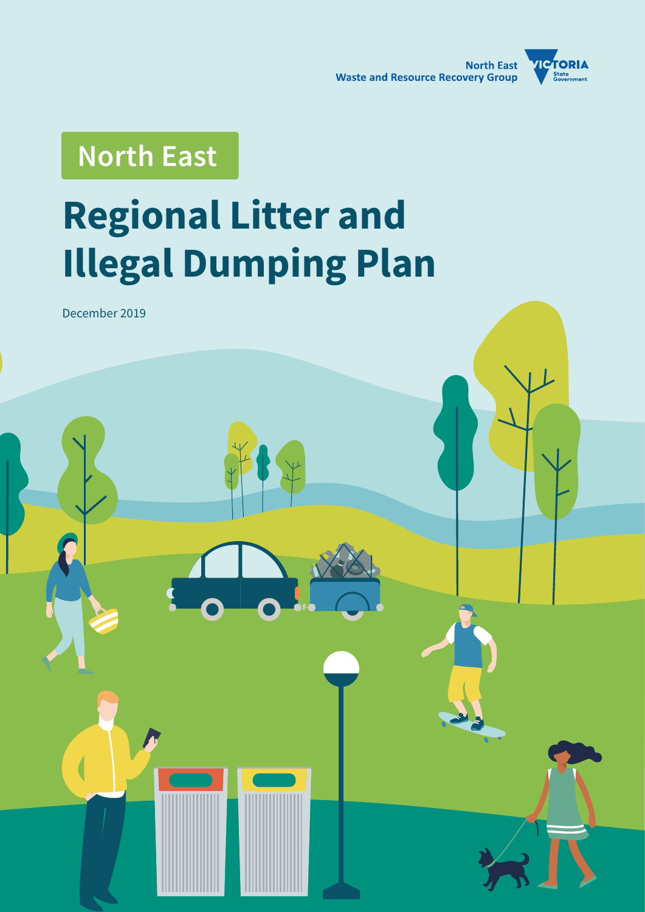North East
Waste and Resource Recovery Group

VICTORIA
State
Government

North East

# Regional Litter and Illegal Dumping Plan

December 2019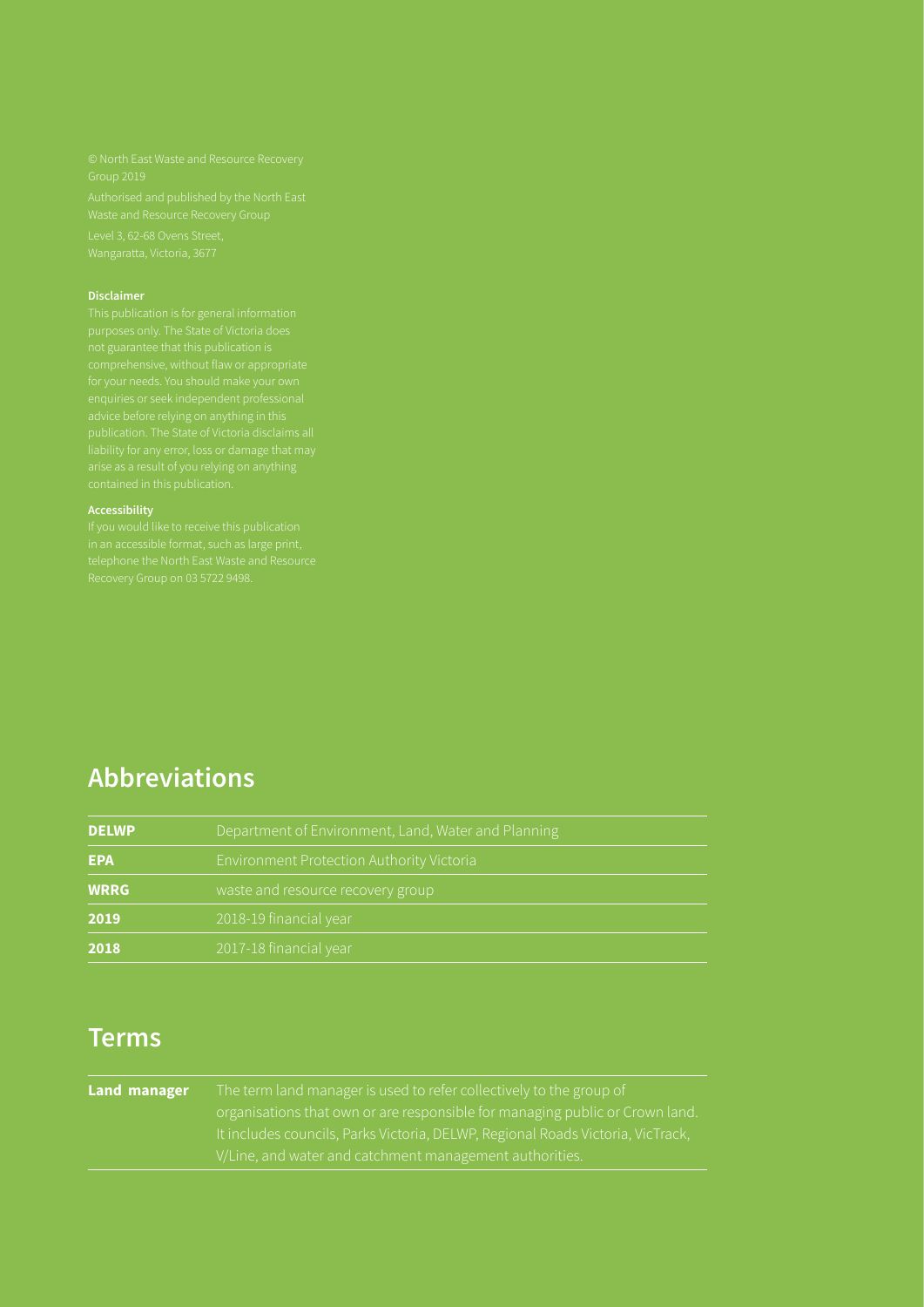© North East Waste and Resource Recovery Group 2019

Authorised and published by the North East Waste and Resource Recovery Group

Level 3, 62-68 Ovens Street, Wangaratta, Victoria, 3677

**Disclaimer**

This publication is for general information purposes only. The State of Victoria does not guarantee that this publication is comprehensive, without flaw or appropriate for your needs. You should make your own enquiries or seek independent professional advice before relying on anything in this publication. The State of Victoria disclaims all liability for any error, loss or damage that may arise as a result of you relying on anything contained in this publication.

**Accessibility**

If you would like to receive this publication in an accessible format, such as large print, telephone the North East Waste and Resource Recovery Group on 03 5722 9498.

## Abbreviations

| | |
|---|---|
| **DELWP** | Department of Environment, Land, Water and Planning |
| **EPA** | Environment Protection Authority Victoria |
| **WRRG** | waste and resource recovery group |
| **2019** | 2018-19 financial year |
| **2018** | 2017-18 financial year |

## Terms

| | |
|---|---|
| **Land manager** | The term land manager is used to refer collectively to the group of organisations that own or are responsible for managing public or Crown land. It includes councils, Parks Victoria, DELWP, Regional Roads Victoria, VicTrack, V/Line, and water and catchment management authorities. |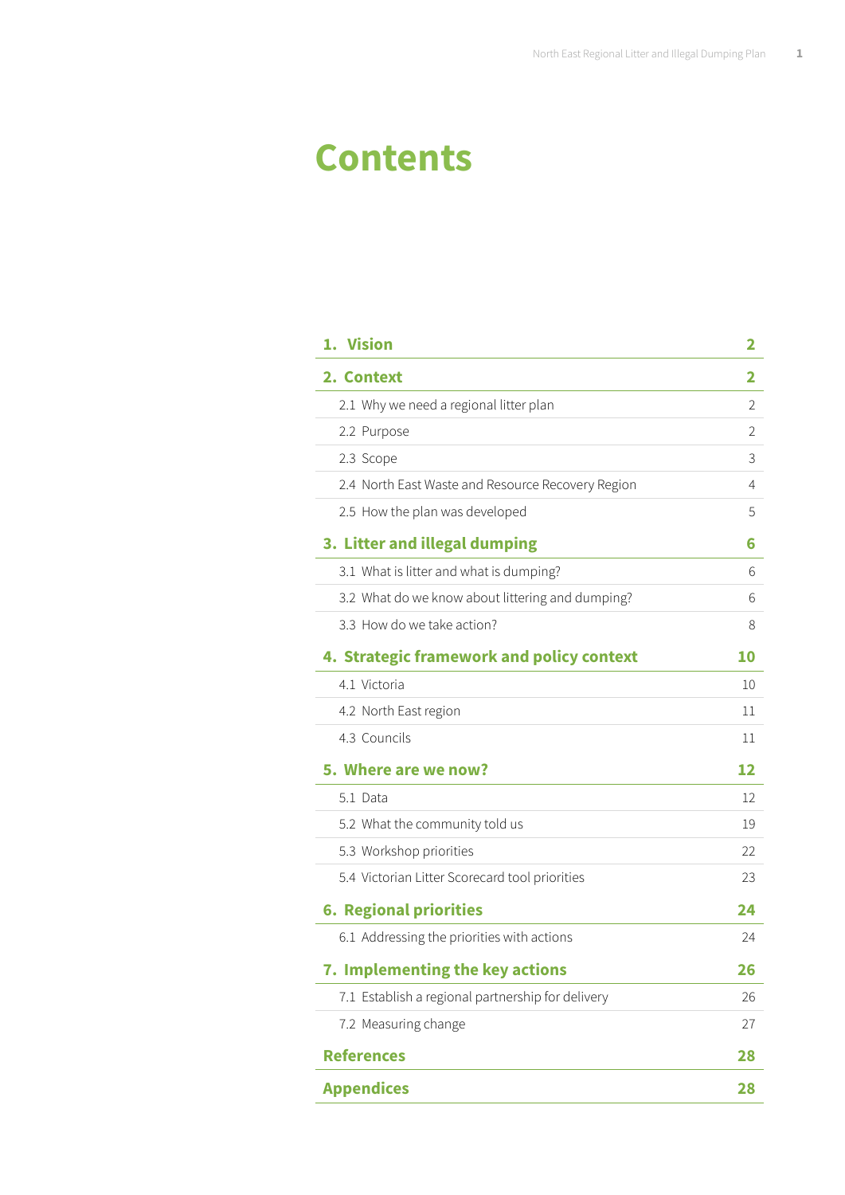# Contents

| | |
|---|---|
| **1. Vision** | **2** |
| **2. Context** | **2** |
| 2.1 Why we need a regional litter plan | 2 |
| 2.2 Purpose | 2 |
| 2.3 Scope | 3 |
| 2.4 North East Waste and Resource Recovery Region | 4 |
| 2.5 How the plan was developed | 5 |
| **3. Litter and illegal dumping** | **6** |
| 3.1 What is litter and what is dumping? | 6 |
| 3.2 What do we know about littering and dumping? | 6 |
| 3.3 How do we take action? | 8 |
| **4. Strategic framework and policy context** | **10** |
| 4.1 Victoria | 10 |
| 4.2 North East region | 11 |
| 4.3 Councils | 11 |
| **5. Where are we now?** | **12** |
| 5.1 Data | 12 |
| 5.2 What the community told us | 19 |
| 5.3 Workshop priorities | 22 |
| 5.4 Victorian Litter Scorecard tool priorities | 23 |
| **6. Regional priorities** | **24** |
| 6.1 Addressing the priorities with actions | 24 |
| **7. Implementing the key actions** | **26** |
| 7.1 Establish a regional partnership for delivery | 26 |
| 7.2 Measuring change | 27 |
| **References** | **28** |
| **Appendices** | **28** |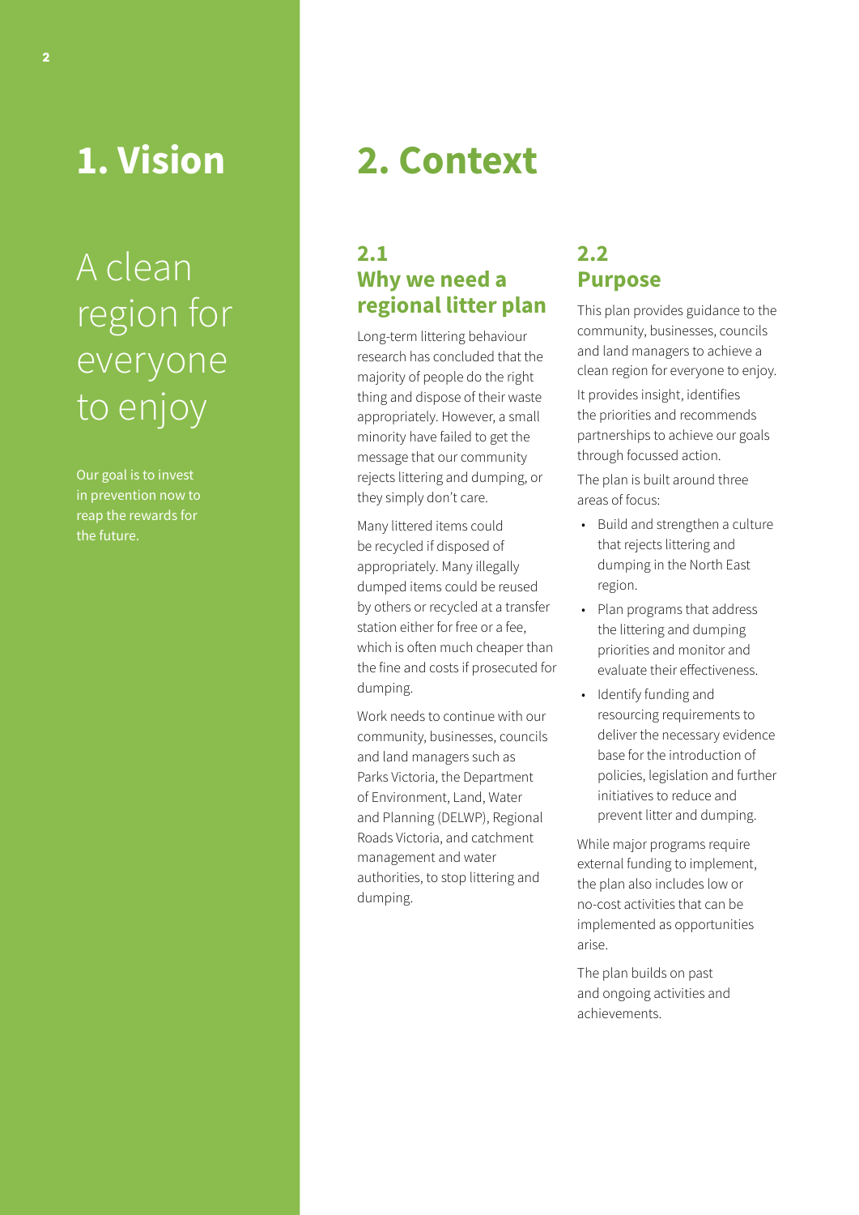# 1. Vision

A clean region for everyone to enjoy

Our goal is to invest in prevention now to reap the rewards for the future.

# 2. Context

## 2.1 Why we need a regional litter plan

Long-term littering behaviour research has concluded that the majority of people do the right thing and dispose of their waste appropriately. However, a small minority have failed to get the message that our community rejects littering and dumping, or they simply don't care.

Many littered items could be recycled if disposed of appropriately. Many illegally dumped items could be reused by others or recycled at a transfer station either for free or a fee, which is often much cheaper than the fine and costs if prosecuted for dumping.

Work needs to continue with our community, businesses, councils and land managers such as Parks Victoria, the Department of Environment, Land, Water and Planning (DELWP), Regional Roads Victoria, and catchment management and water authorities, to stop littering and dumping.

## 2.2 Purpose

This plan provides guidance to the community, businesses, councils and land managers to achieve a clean region for everyone to enjoy.

It provides insight, identifies the priorities and recommends partnerships to achieve our goals through focussed action.

The plan is built around three areas of focus:

- Build and strengthen a culture that rejects littering and dumping in the North East region.
- Plan programs that address the littering and dumping priorities and monitor and evaluate their effectiveness.
- Identify funding and resourcing requirements to deliver the necessary evidence base for the introduction of policies, legislation and further initiatives to reduce and prevent litter and dumping.

While major programs require external funding to implement, the plan also includes low or no-cost activities that can be implemented as opportunities arise.

The plan builds on past and ongoing activities and achievements.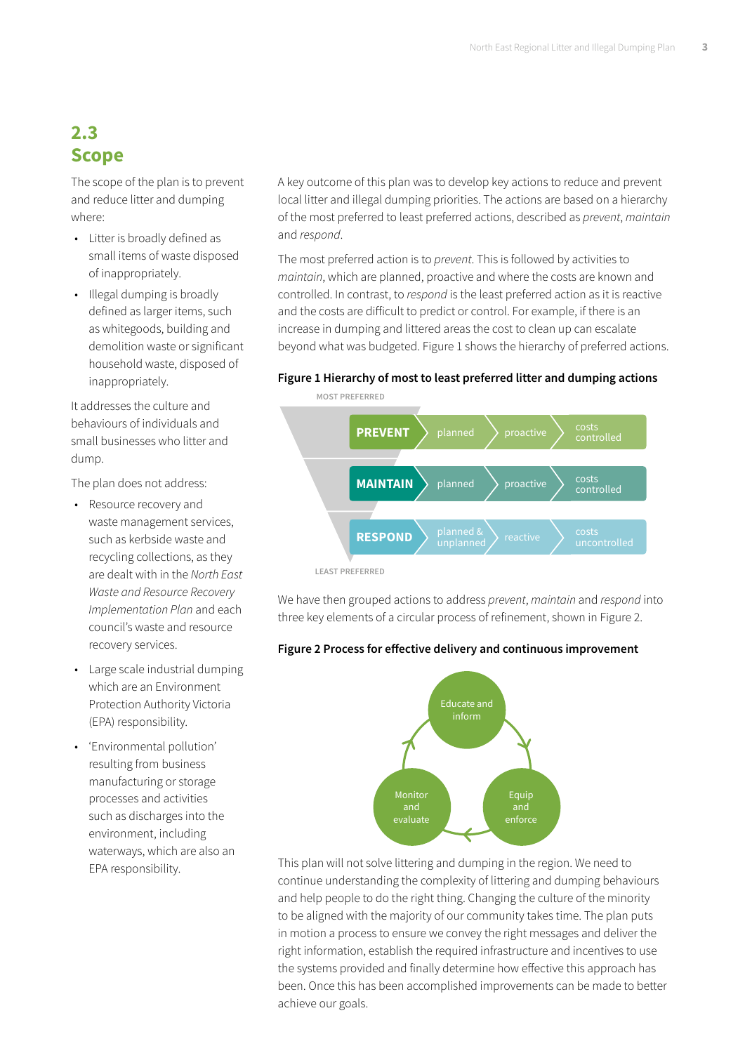## 2.3 Scope

The scope of the plan is to prevent and reduce litter and dumping where:

- Litter is broadly defined as small items of waste disposed of inappropriately.
- Illegal dumping is broadly defined as larger items, such as whitegoods, building and demolition waste or significant household waste, disposed of inappropriately.

It addresses the culture and behaviours of individuals and small businesses who litter and dump.

The plan does not address:

- Resource recovery and waste management services, such as kerbside waste and recycling collections, as they are dealt with in the *North East Waste and Resource Recovery Implementation Plan* and each council's waste and resource recovery services.
- Large scale industrial dumping which are an Environment Protection Authority Victoria (EPA) responsibility.
- 'Environmental pollution' resulting from business manufacturing or storage processes and activities such as discharges into the environment, including waterways, which are also an EPA responsibility.

A key outcome of this plan was to develop key actions to reduce and prevent local litter and illegal dumping priorities. The actions are based on a hierarchy of the most preferred to least preferred actions, described as *prevent*, *maintain* and *respond*.

The most preferred action is to *prevent*. This is followed by activities to *maintain*, which are planned, proactive and where the costs are known and controlled. In contrast, to *respond* is the least preferred action as it is reactive and the costs are difficult to predict or control. For example, if there is an increase in dumping and littered areas the cost to clean up can escalate beyond what was budgeted. Figure 1 shows the hierarchy of preferred actions.

**Figure 1 Hierarchy of most to least preferred litter and dumping actions**

MOST PREFERRED

| | | | |
|---|---|---|---|
| **PREVENT** | planned | proactive | costs controlled |
| **MAINTAIN** | planned | proactive | costs controlled |
| **RESPOND** | planned & unplanned | reactive | costs uncontrolled |

LEAST PREFERRED

We have then grouped actions to address *prevent*, *maintain* and *respond* into three key elements of a circular process of refinement, shown in Figure 2.

**Figure 2 Process for effective delivery and continuous improvement**

Educate and inform → Equip and enforce → Monitor and evaluate → Educate and inform

This plan will not solve littering and dumping in the region. We need to continue understanding the complexity of littering and dumping behaviours and help people to do the right thing. Changing the culture of the minority to be aligned with the majority of our community takes time. The plan puts in motion a process to ensure we convey the right messages and deliver the right information, establish the required infrastructure and incentives to use the systems provided and finally determine how effective this approach has been. Once this has been accomplished improvements can be made to better achieve our goals.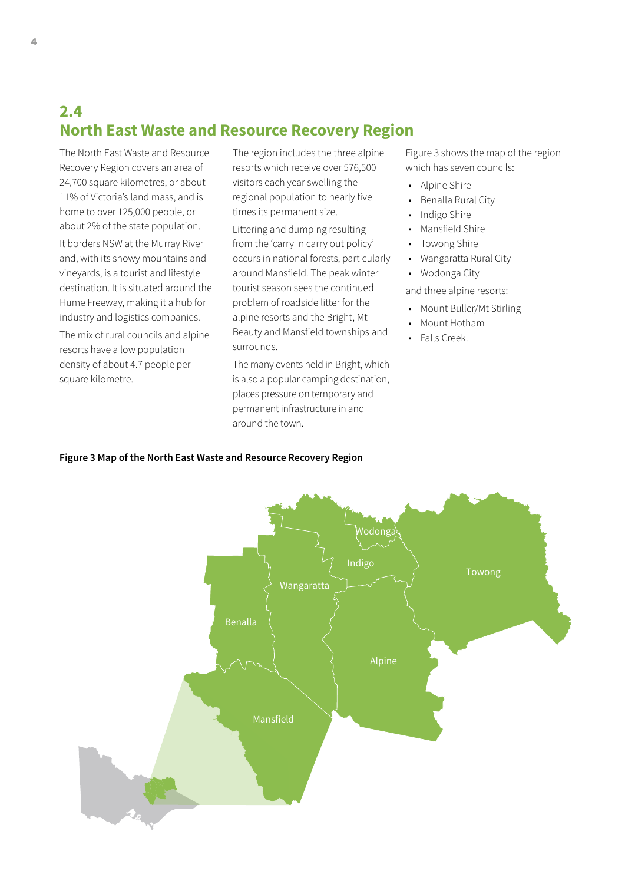## 2.4 North East Waste and Resource Recovery Region

The North East Waste and Resource Recovery Region covers an area of 24,700 square kilometres, or about 11% of Victoria's land mass, and is home to over 125,000 people, or about 2% of the state population.

It borders NSW at the Murray River and, with its snowy mountains and vineyards, is a tourist and lifestyle destination. It is situated around the Hume Freeway, making it a hub for industry and logistics companies.

The mix of rural councils and alpine resorts have a low population density of about 4.7 people per square kilometre.

The region includes the three alpine resorts which receive over 576,500 visitors each year swelling the regional population to nearly five times its permanent size.

Littering and dumping resulting from the 'carry in carry out policy' occurs in national forests, particularly around Mansfield. The peak winter tourist season sees the continued problem of roadside litter for the alpine resorts and the Bright, Mt Beauty and Mansfield townships and surrounds.

The many events held in Bright, which is also a popular camping destination, places pressure on temporary and permanent infrastructure in and around the town.

Figure 3 shows the map of the region which has seven councils:

- Alpine Shire
- Benalla Rural City
- Indigo Shire
- Mansfield Shire
- Towong Shire
- Wangaratta Rural City
- Wodonga City

and three alpine resorts:

- Mount Buller/Mt Stirling
- Mount Hotham
- Falls Creek.

**Figure 3 Map of the North East Waste and Resource Recovery Region**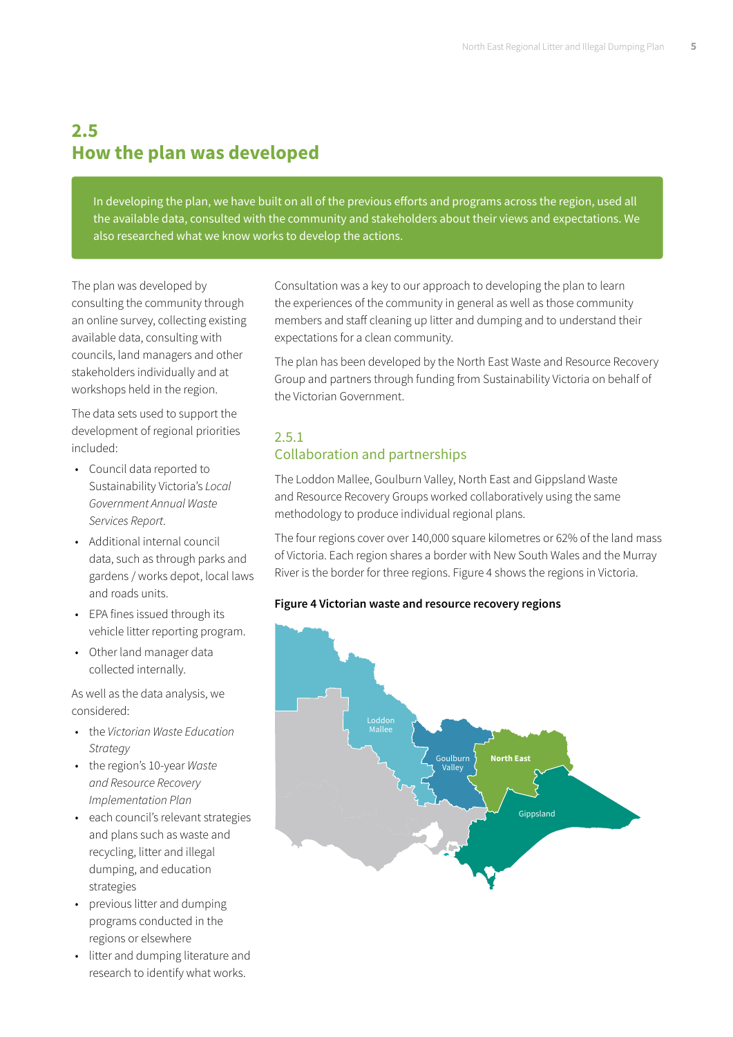## 2.5 How the plan was developed

In developing the plan, we have built on all of the previous efforts and programs across the region, used all the available data, consulted with the community and stakeholders about their views and expectations. We also researched what we know works to develop the actions.

The plan was developed by consulting the community through an online survey, collecting existing available data, consulting with councils, land managers and other stakeholders individually and at workshops held in the region.

The data sets used to support the development of regional priorities included:

- Council data reported to Sustainability Victoria's *Local Government Annual Waste Services Report*.
- Additional internal council data, such as through parks and gardens / works depot, local laws and roads units.
- EPA fines issued through its vehicle litter reporting program.
- Other land manager data collected internally.

As well as the data analysis, we considered:

- the *Victorian Waste Education Strategy*
- the region's 10-year *Waste and Resource Recovery Implementation Plan*
- each council's relevant strategies and plans such as waste and recycling, litter and illegal dumping, and education strategies
- previous litter and dumping programs conducted in the regions or elsewhere
- litter and dumping literature and research to identify what works.

Consultation was a key to our approach to developing the plan to learn the experiences of the community in general as well as those community members and staff cleaning up litter and dumping and to understand their expectations for a clean community.

The plan has been developed by the North East Waste and Resource Recovery Group and partners through funding from Sustainability Victoria on behalf of the Victorian Government.

### 2.5.1 Collaboration and partnerships

The Loddon Mallee, Goulburn Valley, North East and Gippsland Waste and Resource Recovery Groups worked collaboratively using the same methodology to produce individual regional plans.

The four regions cover over 140,000 square kilometres or 62% of the land mass of Victoria. Each region shares a border with New South Wales and the Murray River is the border for three regions. Figure 4 shows the regions in Victoria.

**Figure 4 Victorian waste and resource recovery regions**

Loddon Mallee
Goulburn Valley
North East
Gippsland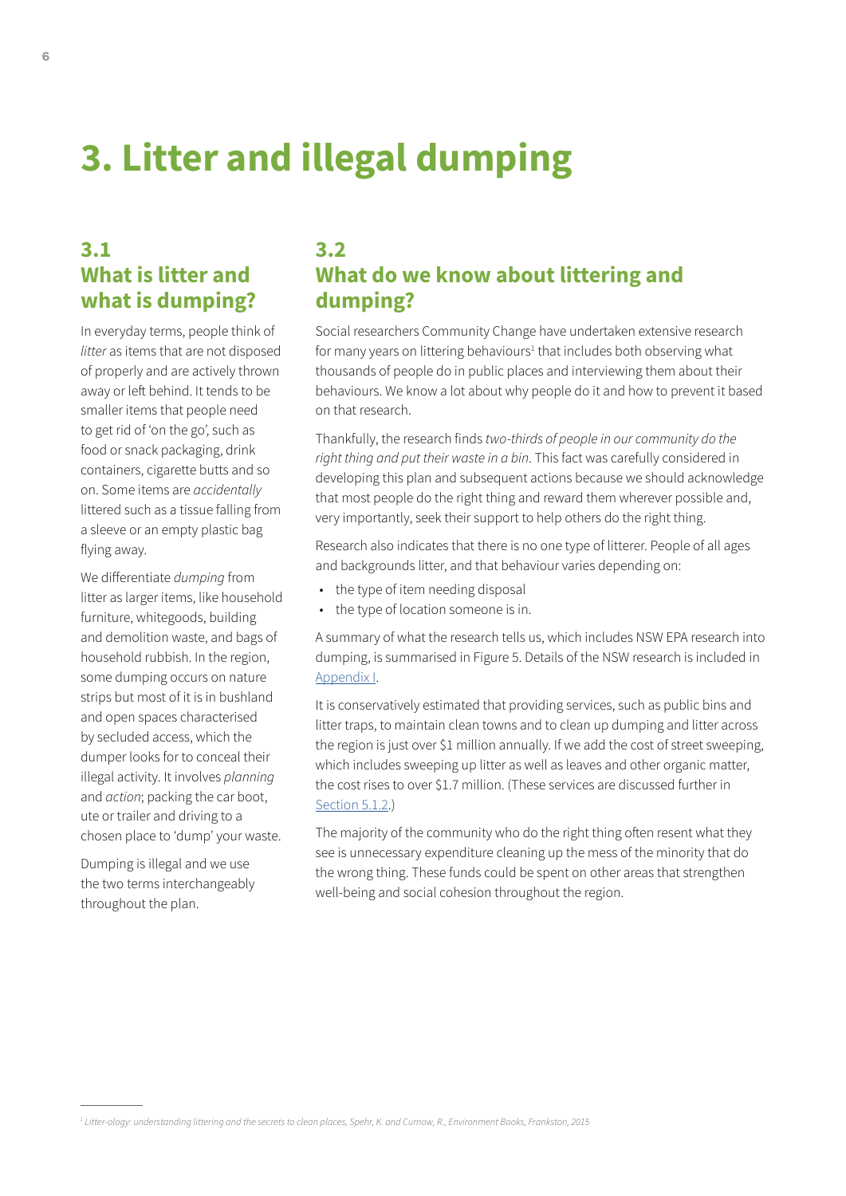# 3. Litter and illegal dumping

## 3.1 What is litter and what is dumping?

In everyday terms, people think of *litter* as items that are not disposed of properly and are actively thrown away or left behind. It tends to be smaller items that people need to get rid of 'on the go', such as food or snack packaging, drink containers, cigarette butts and so on. Some items are *accidentally* littered such as a tissue falling from a sleeve or an empty plastic bag flying away.

We differentiate *dumping* from litter as larger items, like household furniture, whitegoods, building and demolition waste, and bags of household rubbish. In the region, some dumping occurs on nature strips but most of it is in bushland and open spaces characterised by secluded access, which the dumper looks for to conceal their illegal activity. It involves *planning* and *action*; packing the car boot, ute or trailer and driving to a chosen place to 'dump' your waste.

Dumping is illegal and we use the two terms interchangeably throughout the plan.

## 3.2 What do we know about littering and dumping?

Social researchers Community Change have undertaken extensive research for many years on littering behaviours[1] that includes both observing what thousands of people do in public places and interviewing them about their behaviours. We know a lot about why people do it and how to prevent it based on that research.

Thankfully, the research finds *two-thirds of people in our community do the right thing and put their waste in a bin*. This fact was carefully considered in developing this plan and subsequent actions because we should acknowledge that most people do the right thing and reward them wherever possible and, very importantly, seek their support to help others do the right thing.

Research also indicates that there is no one type of litterer. People of all ages and backgrounds litter, and that behaviour varies depending on:

- the type of item needing disposal
- the type of location someone is in.

A summary of what the research tells us, which includes NSW EPA research into dumping, is summarised in Figure 5. Details of the NSW research is included in Appendix I.

It is conservatively estimated that providing services, such as public bins and litter traps, to maintain clean towns and to clean up dumping and litter across the region is just over $1 million annually. If we add the cost of street sweeping, which includes sweeping up litter as well as leaves and other organic matter, the cost rises to over $1.7 million. (These services are discussed further in Section 5.1.2.)

The majority of the community who do the right thing often resent what they see is unnecessary expenditure cleaning up the mess of the minority that do the wrong thing. These funds could be spent on other areas that strengthen well-being and social cohesion throughout the region.

---

[1] *Litter-ology: understanding littering and the secrets to clean places, Spehr, K. and Curnow, R., Environment Books, Frankston, 2015*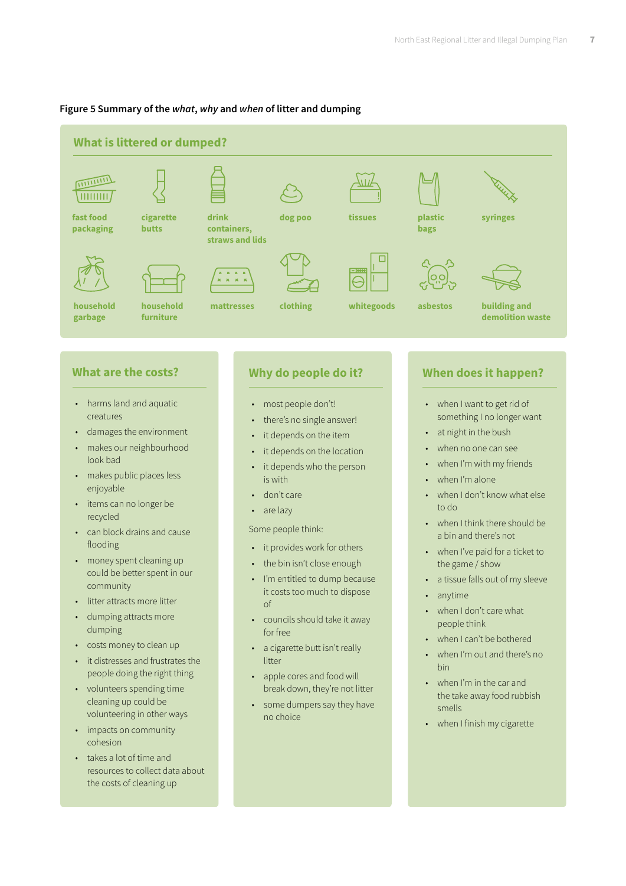**Figure 5 Summary of the *what*, *why* and *when* of litter and dumping**

## What is littered or dumped?

- fast food packaging
- cigarette butts
- drink containers, straws and lids
- dog poo
- tissues
- plastic bags
- syringes
- household garbage
- household furniture
- mattresses
- clothing
- whitegoods
- asbestos
- building and demolition waste

## What are the costs?

- harms land and aquatic creatures
- damages the environment
- makes our neighbourhood look bad
- makes public places less enjoyable
- items can no longer be recycled
- can block drains and cause flooding
- money spent cleaning up could be better spent in our community
- litter attracts more litter
- dumping attracts more dumping
- costs money to clean up
- it distresses and frustrates the people doing the right thing
- volunteers spending time cleaning up could be volunteering in other ways
- impacts on community cohesion
- takes a lot of time and resources to collect data about the costs of cleaning up

## Why do people do it?

- most people don't!
- there's no single answer!
- it depends on the item
- it depends on the location
- it depends who the person is with
- don't care
- are lazy

Some people think:

- it provides work for others
- the bin isn't close enough
- I'm entitled to dump because it costs too much to dispose of
- councils should take it away for free
- a cigarette butt isn't really litter
- apple cores and food will break down, they're not litter
- some dumpers say they have no choice

## When does it happen?

- when I want to get rid of something I no longer want
- at night in the bush
- when no one can see
- when I'm with my friends
- when I'm alone
- when I don't know what else to do
- when I think there should be a bin and there's not
- when I've paid for a ticket to the game / show
- a tissue falls out of my sleeve
- anytime
- when I don't care what people think
- when I can't be bothered
- when I'm out and there's no bin
- when I'm in the car and the take away food rubbish smells
- when I finish my cigarette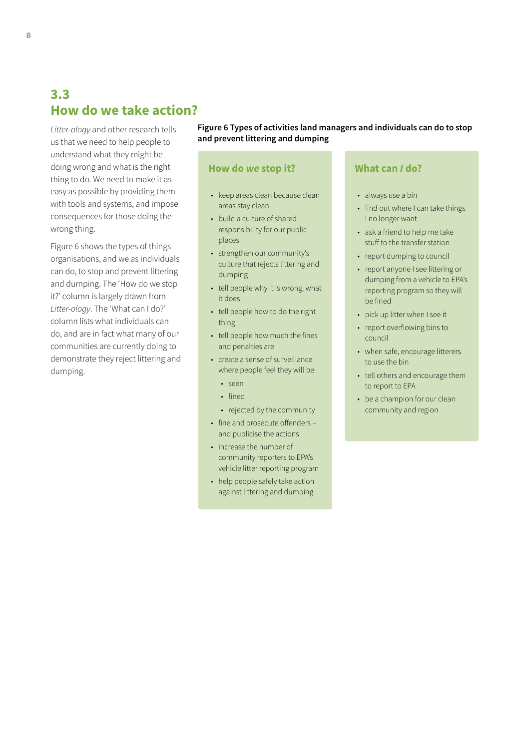## 3.3 How do we take action?

*Litter-ology* and other research tells us that we need to help people to understand what they might be doing wrong and what is the right thing to do. We need to make it as easy as possible by providing them with tools and systems, and impose consequences for those doing the wrong thing.

Figure 6 shows the types of things organisations, and we as individuals can do, to stop and prevent littering and dumping. The 'How do we stop it?' column is largely drawn from *Litter-ology*. The 'What can I do?' column lists what individuals can do, and are in fact what many of our communities are currently doing to demonstrate they reject littering and dumping.

**Figure 6 Types of activities land managers and individuals can do to stop and prevent littering and dumping**

### How do *we* stop it?

- keep areas clean because clean areas stay clean
- build a culture of shared responsibility for our public places
- strengthen our community's culture that rejects littering and dumping
- tell people why it is wrong, what it does
- tell people how to do the right thing
- tell people how much the fines and penalties are
- create a sense of surveillance where people feel they will be:
  - seen
  - fined
  - rejected by the community
- fine and prosecute offenders – and publicise the actions
- increase the number of community reporters to EPA's vehicle litter reporting program
- help people safely take action against littering and dumping

### What can *I* do?

- always use a bin
- find out where I can take things I no longer want
- ask a friend to help me take stuff to the transfer station
- report dumping to council
- report anyone I see littering or dumping from a vehicle to EPA's reporting program so they will be fined
- pick up litter when I see it
- report overflowing bins to council
- when safe, encourage litterers to use the bin
- tell others and encourage them to report to EPA
- be a champion for our clean community and region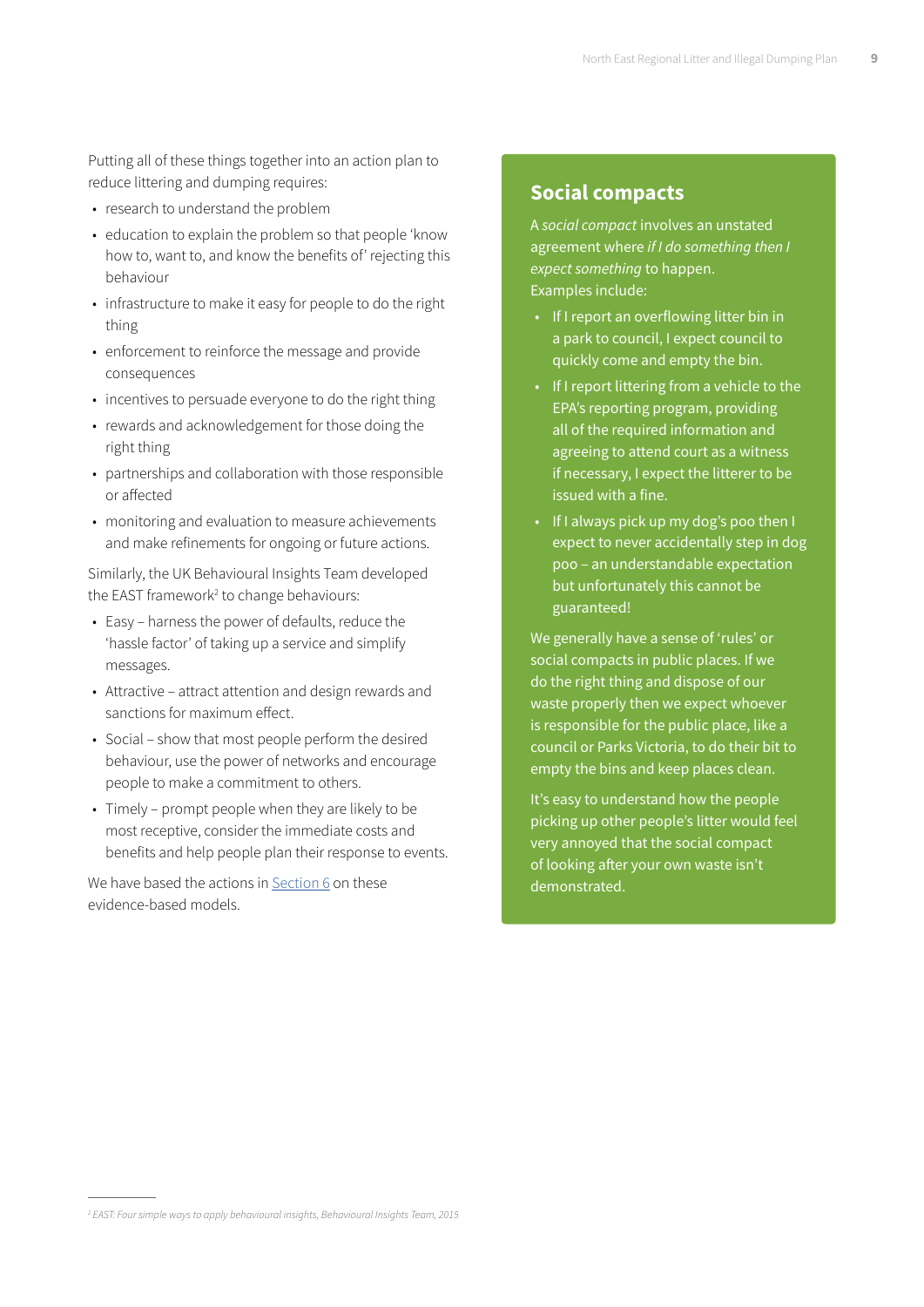Putting all of these things together into an action plan to reduce littering and dumping requires:

- research to understand the problem
- education to explain the problem so that people 'know how to, want to, and know the benefits of' rejecting this behaviour
- infrastructure to make it easy for people to do the right thing
- enforcement to reinforce the message and provide consequences
- incentives to persuade everyone to do the right thing
- rewards and acknowledgement for those doing the right thing
- partnerships and collaboration with those responsible or affected
- monitoring and evaluation to measure achievements and make refinements for ongoing or future actions.

Similarly, the UK Behavioural Insights Team developed the EAST framework[2] to change behaviours:

- Easy – harness the power of defaults, reduce the 'hassle factor' of taking up a service and simplify messages.
- Attractive – attract attention and design rewards and sanctions for maximum effect.
- Social – show that most people perform the desired behaviour, use the power of networks and encourage people to make a commitment to others.
- Timely – prompt people when they are likely to be most receptive, consider the immediate costs and benefits and help people plan their response to events.

We have based the actions in Section 6 on these evidence-based models.

## Social compacts

A *social compact* involves an unstated agreement where *if I do something then I expect something* to happen. Examples include:

- If I report an overflowing litter bin in a park to council, I expect council to quickly come and empty the bin.
- If I report littering from a vehicle to the EPA's reporting program, providing all of the required information and agreeing to attend court as a witness if necessary, I expect the litterer to be issued with a fine.
- If I always pick up my dog's poo then I expect to never accidentally step in dog poo – an understandable expectation but unfortunately this cannot be guaranteed!

We generally have a sense of 'rules' or social compacts in public places. If we do the right thing and dispose of our waste properly then we expect whoever is responsible for the public place, like a council or Parks Victoria, to do their bit to empty the bins and keep places clean.

It's easy to understand how the people picking up other people's litter would feel very annoyed that the social compact of looking after your own waste isn't demonstrated.

[2] *EAST: Four simple ways to apply behavioural insights, Behavioural Insights Team, 2015*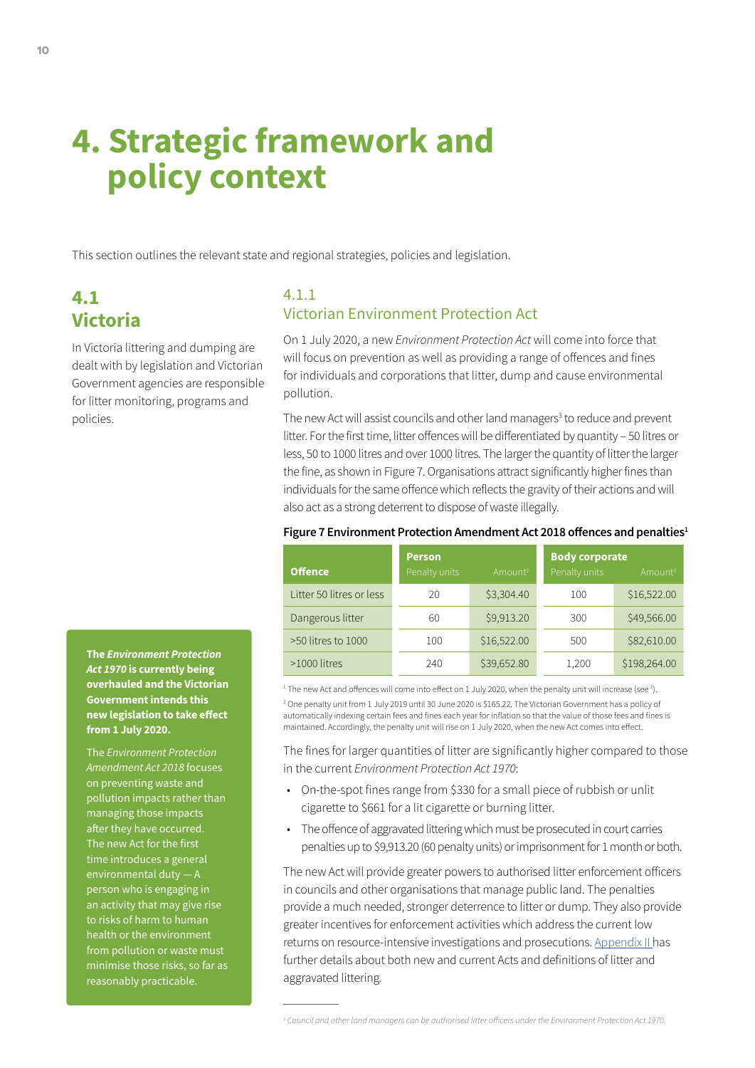# 4. Strategic framework and policy context

This section outlines the relevant state and regional strategies, policies and legislation.

## 4.1 Victoria

In Victoria littering and dumping are dealt with by legislation and Victorian Government agencies are responsible for litter monitoring, programs and policies.

**The *Environment Protection Act 1970* is currently being overhauled and the Victorian Government intends this new legislation to take effect from 1 July 2020.**

The *Environment Protection Amendment Act 2018* focuses on preventing waste and pollution impacts rather than managing those impacts after they have occurred. The new Act for the first time introduces a general environmental duty — A person who is engaging in an activity that may give rise to risks of harm to human health or the environment from pollution or waste must minimise those risks, so far as reasonably practicable.

### 4.1.1 Victorian Environment Protection Act

On 1 July 2020, a new *Environment Protection Act* will come into force that will focus on prevention as well as providing a range of offences and fines for individuals and corporations that litter, dump and cause environmental pollution.

The new Act will assist councils and other land managers[3] to reduce and prevent litter. For the first time, litter offences will be differentiated by quantity – 50 litres or less, 50 to 1000 litres and over 1000 litres. The larger the quantity of litter the larger the fine, as shown in Figure 7. Organisations attract significantly higher fines than individuals for the same offence which reflects the gravity of their actions and will also act as a strong deterrent to dispose of waste illegally.

**Figure 7 Environment Protection Amendment Act 2018 offences and penalties[1]**

| Offence | Person | | Body corporate | |
|---|---|---|---|---|
| | Penalty units | Amount[2] | Penalty units | Amount[2] |
| Litter 50 litres or less | 20 | $3,304.40 | 100 | $16,522.00 |
| Dangerous litter | 60 | $9,913.20 | 300 | $49,566.00 |
| >50 litres to 1000 | 100 | $16,522.00 | 500 | $82,610.00 |
| >1000 litres | 240 | $39,652.80 | 1,200 | $198,264.00 |

[1] The new Act and offences will come into effect on 1 July 2020, when the penalty unit will increase (see [2]).

[2] One penalty unit from 1 July 2019 until 30 June 2020 is $165.22. The Victorian Government has a policy of automatically indexing certain fees and fines each year for inflation so that the value of those fees and fines is maintained. Accordingly, the penalty unit will rise on 1 July 2020, when the new Act comes into effect.

The fines for larger quantities of litter are significantly higher compared to those in the current *Environment Protection Act 1970*:

- On-the-spot fines range from $330 for a small piece of rubbish or unlit cigarette to $661 for a lit cigarette or burning litter.
- The offence of aggravated littering which must be prosecuted in court carries penalties up to $9,913.20 (60 penalty units) or imprisonment for 1 month or both.

The new Act will provide greater powers to authorised litter enforcement officers in councils and other organisations that manage public land. The penalties provide a much needed, stronger deterrence to litter or dump. They also provide greater incentives for enforcement activities which address the current low returns on resource-intensive investigations and prosecutions. Appendix II has further details about both new and current Acts and definitions of litter and aggravated littering.

[3] *Council and other land managers can be authorised litter officers under the Environment Protection Act 1970.*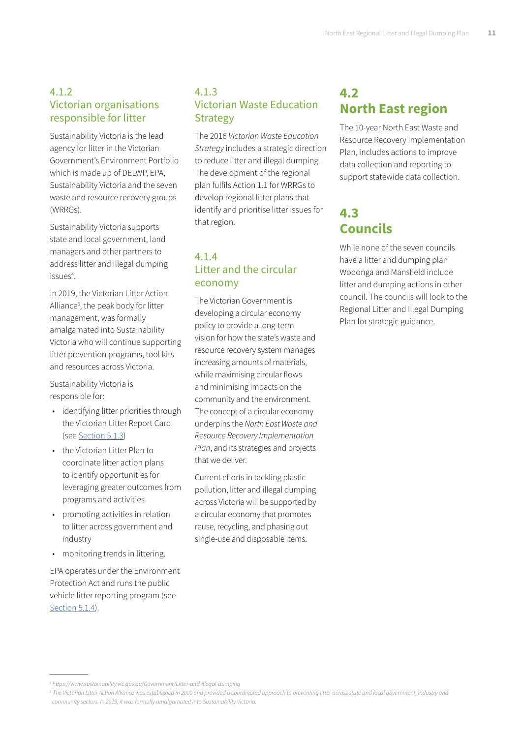### 4.1.2 Victorian organisations responsible for litter

Sustainability Victoria is the lead agency for litter in the Victorian Government's Environment Portfolio which is made up of DELWP, EPA, Sustainability Victoria and the seven waste and resource recovery groups (WRRGs).

Sustainability Victoria supports state and local government, land managers and other partners to address litter and illegal dumping issues[4].

In 2019, the Victorian Litter Action Alliance[5], the peak body for litter management, was formally amalgamated into Sustainability Victoria who will continue supporting litter prevention programs, tool kits and resources across Victoria.

Sustainability Victoria is responsible for:

- identifying litter priorities through the Victorian Litter Report Card (see Section 5.1.3)
- the Victorian Litter Plan to coordinate litter action plans to identify opportunities for leveraging greater outcomes from programs and activities
- promoting activities in relation to litter across government and industry
- monitoring trends in littering.

EPA operates under the Environment Protection Act and runs the public vehicle litter reporting program (see Section 5.1.4).

### 4.1.3 Victorian Waste Education Strategy

The 2016 *Victorian Waste Education Strategy* includes a strategic direction to reduce litter and illegal dumping. The development of the regional plan fulfils Action 1.1 for WRRGs to develop regional litter plans that identify and prioritise litter issues for that region.

### 4.1.4 Litter and the circular economy

The Victorian Government is developing a circular economy policy to provide a long-term vision for how the state's waste and resource recovery system manages increasing amounts of materials, while maximising circular flows and minimising impacts on the community and the environment. The concept of a circular economy underpins the *North East Waste and Resource Recovery Implementation Plan*, and its strategies and projects that we deliver.

Current efforts in tackling plastic pollution, litter and illegal dumping across Victoria will be supported by a circular economy that promotes reuse, recycling, and phasing out single-use and disposable items.

## 4.2 North East region

The 10-year North East Waste and Resource Recovery Implementation Plan, includes actions to improve data collection and reporting to support statewide data collection.

## 4.3 Councils

While none of the seven councils have a litter and dumping plan Wodonga and Mansfield include litter and dumping actions in other council. The councils will look to the Regional Litter and Illegal Dumping Plan for strategic guidance.

---

[4] https://www.sustainability.vic.gov.au/Government/Litter-and-illegal-dumping

[5] The Victorian Litter Action Alliance was established in 2000 and provided a coordinated approach to preventing litter across state and local government, industry and community sectors. In 2019, it was formally amalgamated into Sustainability Victoria.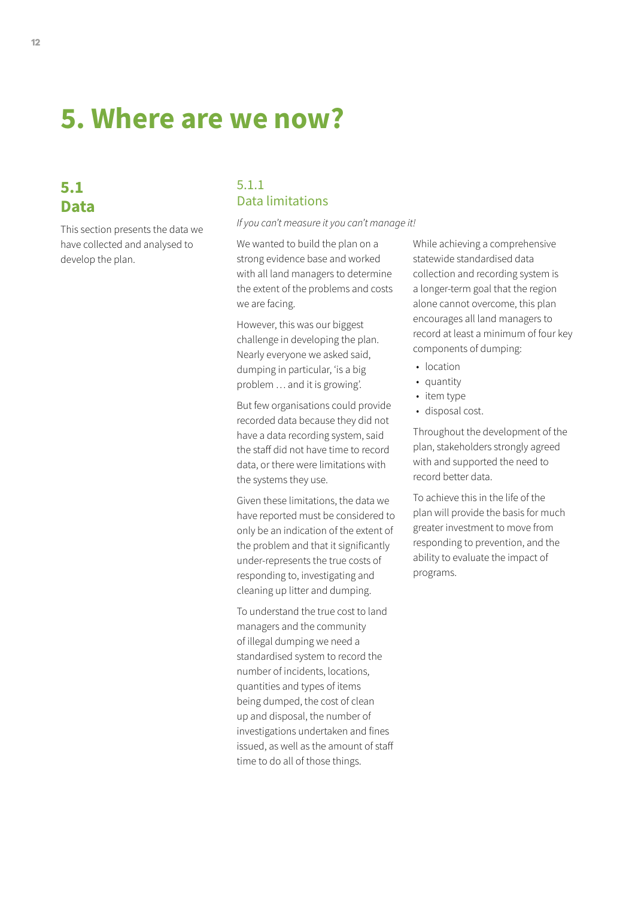# 5. Where are we now?

## 5.1 Data

This section presents the data we have collected and analysed to develop the plan.

### 5.1.1 Data limitations

*If you can't measure it you can't manage it!*

We wanted to build the plan on a strong evidence base and worked with all land managers to determine the extent of the problems and costs we are facing.

However, this was our biggest challenge in developing the plan. Nearly everyone we asked said, dumping in particular, 'is a big problem … and it is growing'.

But few organisations could provide recorded data because they did not have a data recording system, said the staff did not have time to record data, or there were limitations with the systems they use.

Given these limitations, the data we have reported must be considered to only be an indication of the extent of the problem and that it significantly under-represents the true costs of responding to, investigating and cleaning up litter and dumping.

To understand the true cost to land managers and the community of illegal dumping we need a standardised system to record the number of incidents, locations, quantities and types of items being dumped, the cost of clean up and disposal, the number of investigations undertaken and fines issued, as well as the amount of staff time to do all of those things.

While achieving a comprehensive statewide standardised data collection and recording system is a longer-term goal that the region alone cannot overcome, this plan encourages all land managers to record at least a minimum of four key components of dumping:

- location
- quantity
- item type
- disposal cost.

Throughout the development of the plan, stakeholders strongly agreed with and supported the need to record better data.

To achieve this in the life of the plan will provide the basis for much greater investment to move from responding to prevention, and the ability to evaluate the impact of programs.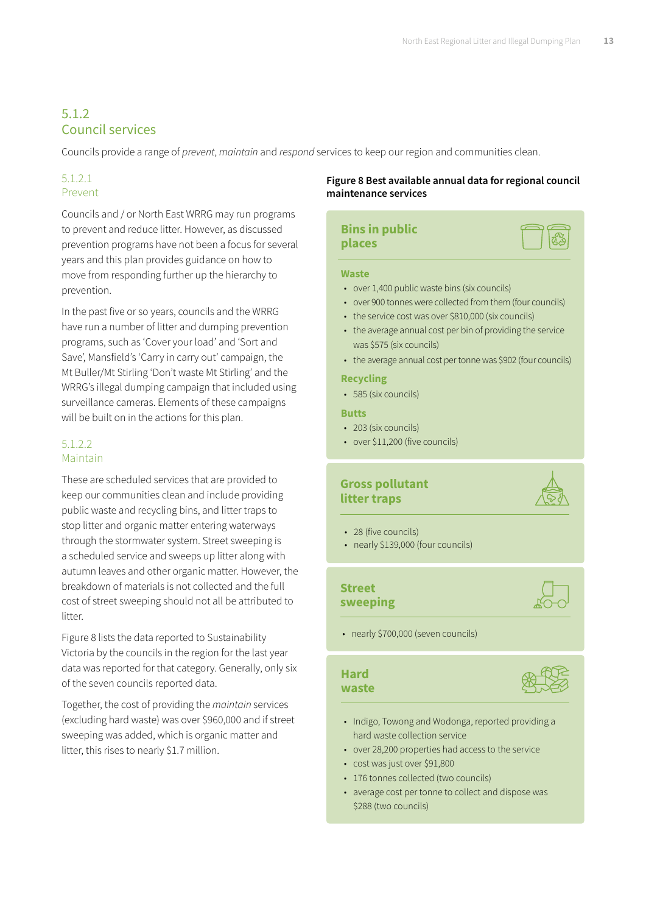## 5.1.2 Council services

Councils provide a range of *prevent*, *maintain* and *respond* services to keep our region and communities clean.

### 5.1.2.1 Prevent

Councils and / or North East WRRG may run programs to prevent and reduce litter. However, as discussed prevention programs have not been a focus for several years and this plan provides guidance on how to move from responding further up the hierarchy to prevention.

In the past five or so years, councils and the WRRG have run a number of litter and dumping prevention programs, such as 'Cover your load' and 'Sort and Save', Mansfield's 'Carry in carry out' campaign, the Mt Buller/Mt Stirling 'Don't waste Mt Stirling' and the WRRG's illegal dumping campaign that included using surveillance cameras. Elements of these campaigns will be built on in the actions for this plan.

### 5.1.2.2 Maintain

These are scheduled services that are provided to keep our communities clean and include providing public waste and recycling bins, and litter traps to stop litter and organic matter entering waterways through the stormwater system. Street sweeping is a scheduled service and sweeps up litter along with autumn leaves and other organic matter. However, the breakdown of materials is not collected and the full cost of street sweeping should not all be attributed to litter.

Figure 8 lists the data reported to Sustainability Victoria by the councils in the region for the last year data was reported for that category. Generally, only six of the seven councils reported data.

Together, the cost of providing the *maintain* services (excluding hard waste) was over $960,000 and if street sweeping was added, which is organic matter and litter, this rises to nearly $1.7 million.

**Figure 8 Best available annual data for regional council maintenance services**

**Bins in public places**

**Waste**

- over 1,400 public waste bins (six councils)
- over 900 tonnes were collected from them (four councils)
- the service cost was over $810,000 (six councils)
- the average annual cost per bin of providing the service was $575 (six councils)
- the average annual cost per tonne was $902 (four councils)

**Recycling**

- 585 (six councils)

**Butts**

- 203 (six councils)
- over $11,200 (five councils)

**Gross pollutant litter traps**

- 28 (five councils)
- nearly $139,000 (four councils)

**Street sweeping**

- nearly $700,000 (seven councils)

**Hard waste**

- Indigo, Towong and Wodonga, reported providing a hard waste collection service
- over 28,200 properties had access to the service
- cost was just over $91,800
- 176 tonnes collected (two councils)
- average cost per tonne to collect and dispose was $288 (two councils)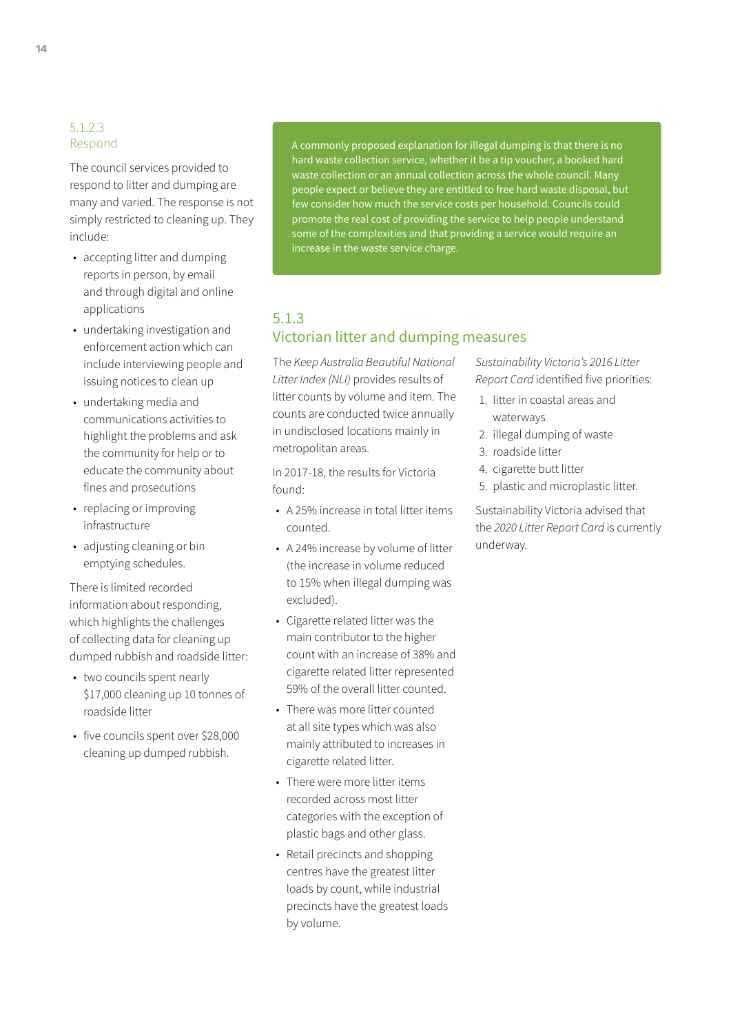#### 5.1.2.3 Respond

The council services provided to respond to litter and dumping are many and varied. The response is not simply restricted to cleaning up. They include:

- accepting litter and dumping reports in person, by email and through digital and online applications
- undertaking investigation and enforcement action which can include interviewing people and issuing notices to clean up
- undertaking media and communications activities to highlight the problems and ask the community for help or to educate the community about fines and prosecutions
- replacing or improving infrastructure
- adjusting cleaning or bin emptying schedules.

There is limited recorded information about responding, which highlights the challenges of collecting data for cleaning up dumped rubbish and roadside litter:

- two councils spent nearly $17,000 cleaning up 10 tonnes of roadside litter
- five councils spent over $28,000 cleaning up dumped rubbish.

> A commonly proposed explanation for illegal dumping is that there is no hard waste collection service, whether it be a tip voucher, a booked hard waste collection or an annual collection across the whole council. Many people expect or believe they are entitled to free hard waste disposal, but few consider how much the service costs per household. Councils could promote the real cost of providing the service to help people understand some of the complexities and that providing a service would require an increase in the waste service charge.

### 5.1.3 Victorian litter and dumping measures

The *Keep Australia Beautiful National Litter Index (NLI)* provides results of litter counts by volume and item. The counts are conducted twice annually in undisclosed locations mainly in metropolitan areas.

In 2017-18, the results for Victoria found:

- A 25% increase in total litter items counted.
- A 24% increase by volume of litter (the increase in volume reduced to 15% when illegal dumping was excluded).
- Cigarette related litter was the main contributor to the higher count with an increase of 38% and cigarette related litter represented 59% of the overall litter counted.
- There was more litter counted at all site types which was also mainly attributed to increases in cigarette related litter.
- There were more litter items recorded across most litter categories with the exception of plastic bags and other glass.
- Retail precincts and shopping centres have the greatest litter loads by count, while industrial precincts have the greatest loads by volume.

*Sustainability Victoria's 2016 Litter Report Card* identified five priorities:

1. litter in coastal areas and waterways
2. illegal dumping of waste
3. roadside litter
4. cigarette butt litter
5. plastic and microplastic litter.

Sustainability Victoria advised that the *2020 Litter Report Card* is currently underway.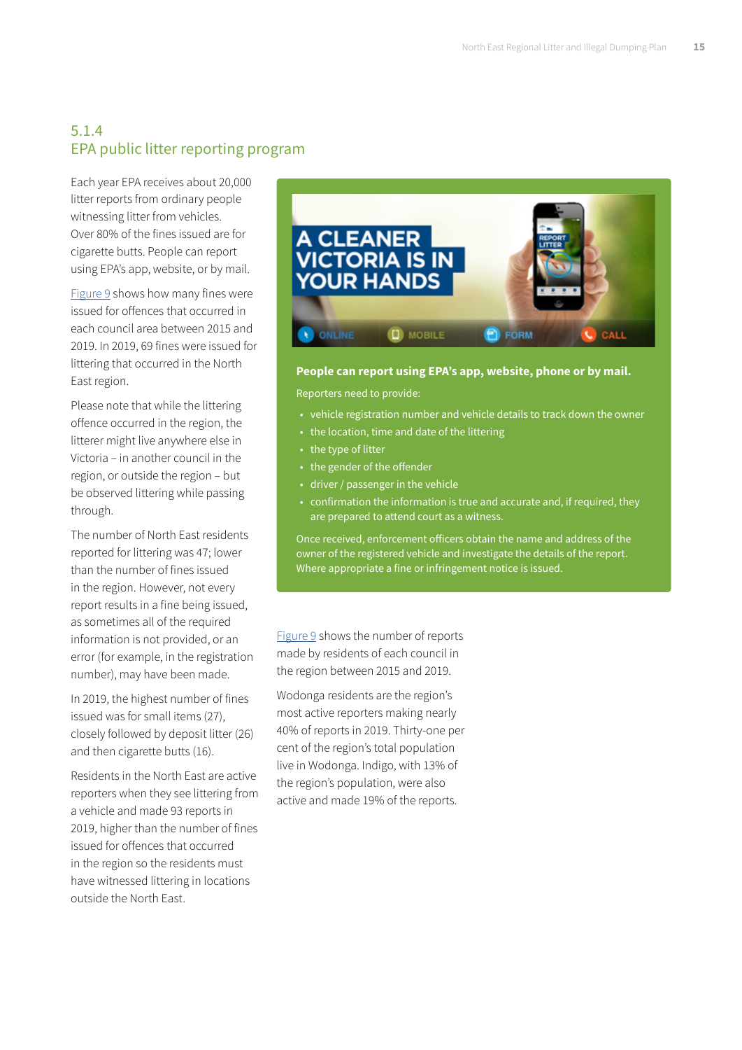### 5.1.4 EPA public litter reporting program

Each year EPA receives about 20,000 litter reports from ordinary people witnessing litter from vehicles. Over 80% of the fines issued are for cigarette butts. People can report using EPA's app, website, or by mail.

Figure 9 shows how many fines were issued for offences that occurred in each council area between 2015 and 2019. In 2019, 69 fines were issued for littering that occurred in the North East region.

Please note that while the littering offence occurred in the region, the litterer might live anywhere else in Victoria – in another council in the region, or outside the region – but be observed littering while passing through.

The number of North East residents reported for littering was 47; lower than the number of fines issued in the region. However, not every report results in a fine being issued, as sometimes all of the required information is not provided, or an error (for example, in the registration number), may have been made.

In 2019, the highest number of fines issued was for small items (27), closely followed by deposit litter (26) and then cigarette butts (16).

Residents in the North East are active reporters when they see littering from a vehicle and made 93 reports in 2019, higher than the number of fines issued for offences that occurred in the region so the residents must have witnessed littering in locations outside the North East.

A CLEANER VICTORIA IS IN YOUR HANDS

ONLINE | MOBILE | FORM | CALL

**People can report using EPA's app, website, phone or by mail.**

Reporters need to provide:

- vehicle registration number and vehicle details to track down the owner
- the location, time and date of the littering
- the type of litter
- the gender of the offender
- driver / passenger in the vehicle
- confirmation the information is true and accurate and, if required, they are prepared to attend court as a witness.

Once received, enforcement officers obtain the name and address of the owner of the registered vehicle and investigate the details of the report. Where appropriate a fine or infringement notice is issued.

Figure 9 shows the number of reports made by residents of each council in the region between 2015 and 2019.

Wodonga residents are the region's most active reporters making nearly 40% of reports in 2019. Thirty-one per cent of the region's total population live in Wodonga. Indigo, with 13% of the region's population, were also active and made 19% of the reports.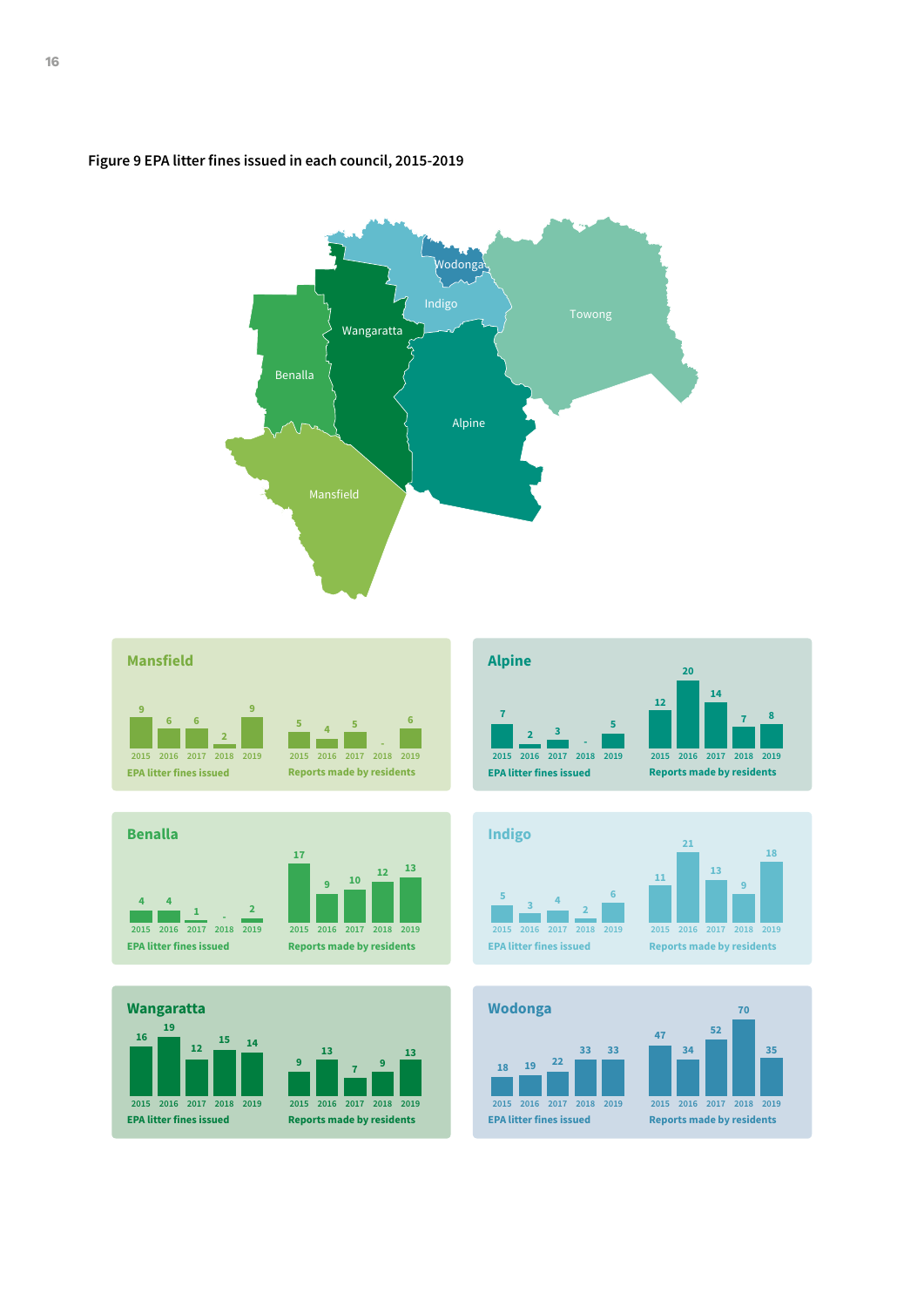Figure 9 EPA litter fines issued in each council, 2015-2019

### Mansfield

| | 2015 | 2016 | 2017 | 2018 | 2019 |
|---|---|---|---|---|---|
| EPA litter fines issued | 9 | 6 | 6 | 2 | 9 |
| Reports made by residents | 5 | 4 | 5 | - | 6 |

### Alpine

| | 2015 | 2016 | 2017 | 2018 | 2019 |
|---|---|---|---|---|---|
| EPA litter fines issued | 7 | 2 | 3 | - | 5 |
| Reports made by residents | 12 | 20 | 14 | 7 | 8 |

### Benalla

| | 2015 | 2016 | 2017 | 2018 | 2019 |
|---|---|---|---|---|---|
| EPA litter fines issued | 4 | 4 | 1 | - | 2 |
| Reports made by residents | 17 | 9 | 10 | 12 | 13 |

### Indigo

| | 2015 | 2016 | 2017 | 2018 | 2019 |
|---|---|---|---|---|---|
| EPA litter fines issued | 5 | 3 | 4 | 2 | 6 |
| Reports made by residents | 11 | 21 | 13 | 9 | 18 |

### Wangaratta

| | 2015 | 2016 | 2017 | 2018 | 2019 |
|---|---|---|---|---|---|
| EPA litter fines issued | 16 | 19 | 12 | 15 | 14 |
| Reports made by residents | 9 | 13 | 7 | 9 | 13 |

### Wodonga

| | 2015 | 2016 | 2017 | 2018 | 2019 |
|---|---|---|---|---|---|
| EPA litter fines issued | 18 | 19 | 22 | 33 | 33 |
| Reports made by residents | 47 | 34 | 52 | 70 | 35 |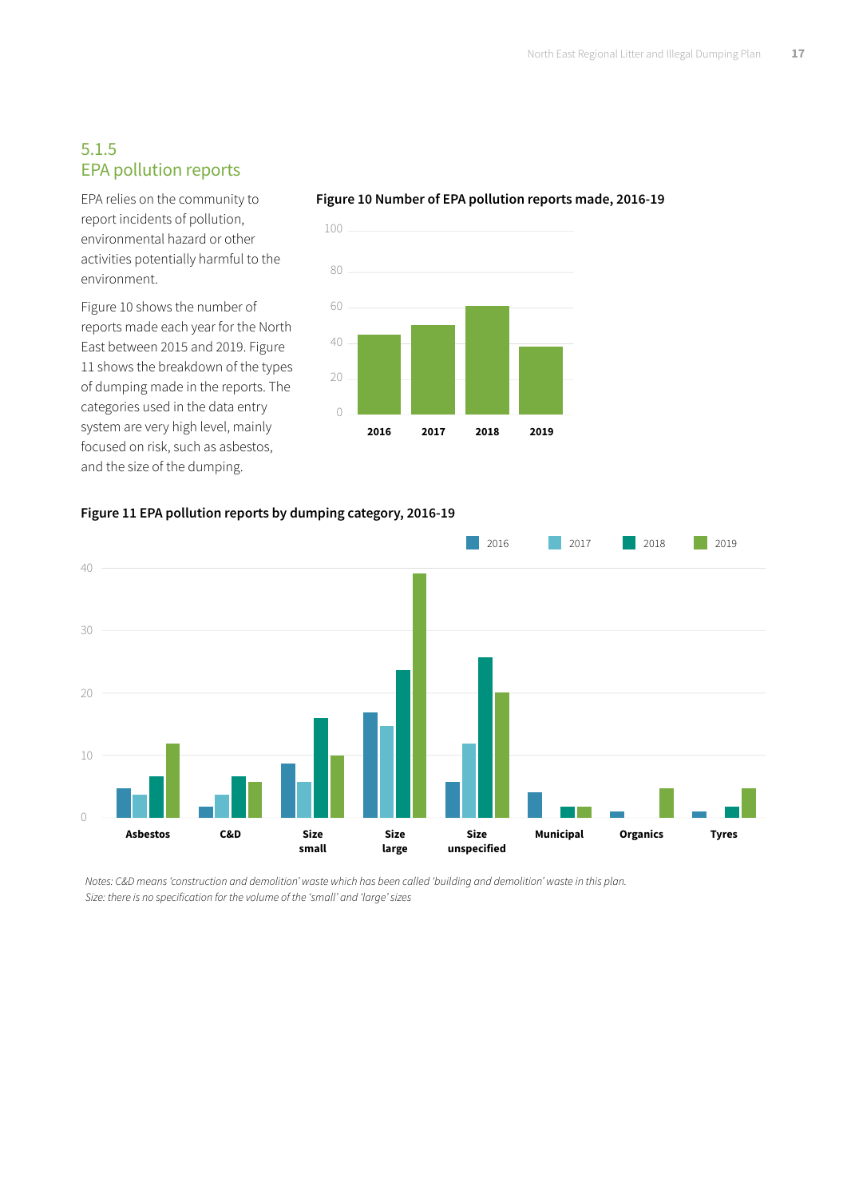## 5.1.5 EPA pollution reports

EPA relies on the community to report incidents of pollution, environmental hazard or other activities potentially harmful to the environment.

Figure 10 shows the number of reports made each year for the North East between 2015 and 2019. Figure 11 shows the breakdown of the types of dumping made in the reports. The categories used in the data entry system are very high level, mainly focused on risk, such as asbestos, and the size of the dumping.

**Figure 10 Number of EPA pollution reports made, 2016-19**

**Figure 11 EPA pollution reports by dumping category, 2016-19**

*Notes: C&D means 'construction and demolition' waste which has been called 'building and demolition' waste in this plan.*
*Size: there is no specification for the volume of the 'small' and 'large' sizes*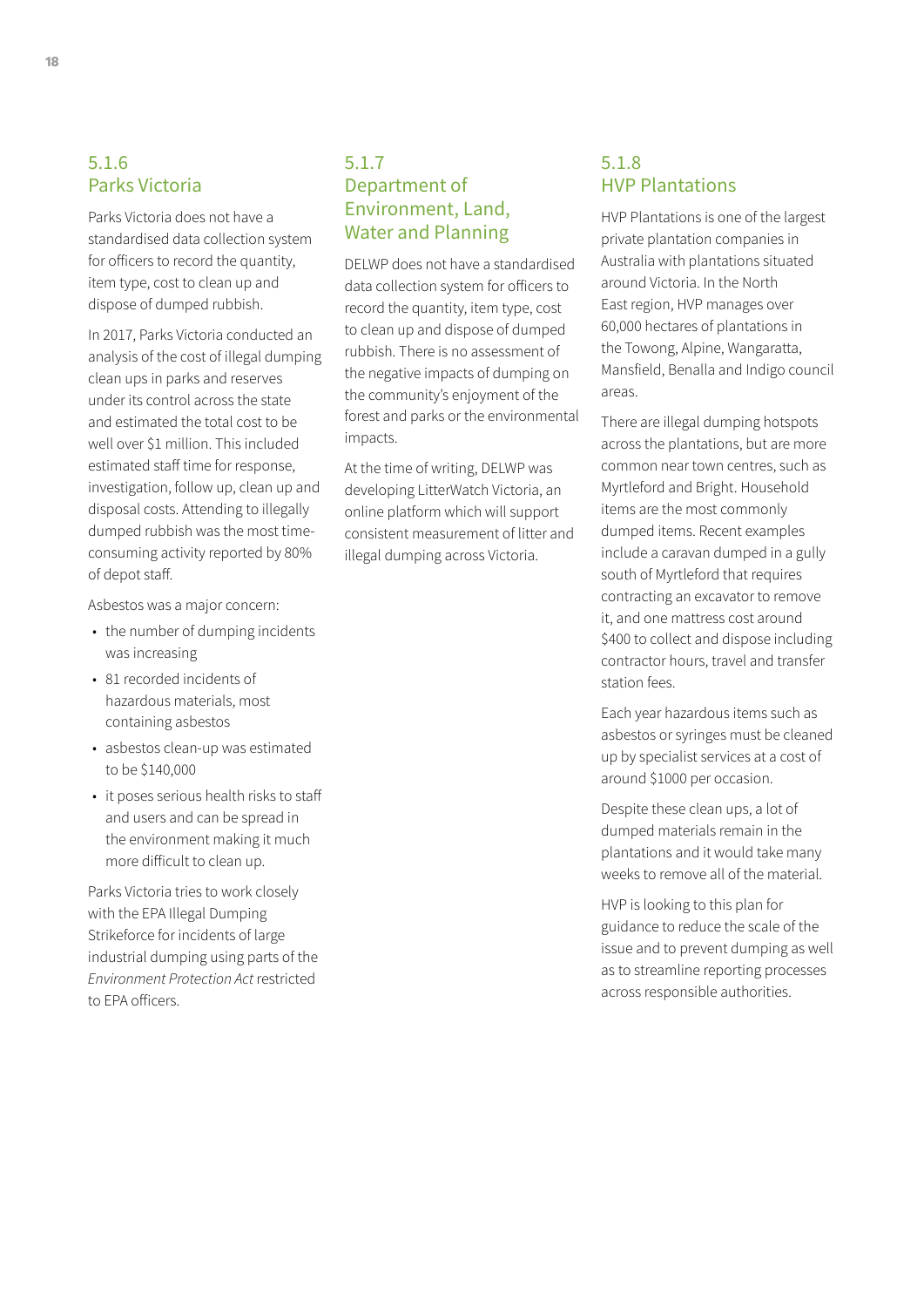### 5.1.6 Parks Victoria

Parks Victoria does not have a standardised data collection system for officers to record the quantity, item type, cost to clean up and dispose of dumped rubbish.

In 2017, Parks Victoria conducted an analysis of the cost of illegal dumping clean ups in parks and reserves under its control across the state and estimated the total cost to be well over $1 million. This included estimated staff time for response, investigation, follow up, clean up and disposal costs. Attending to illegally dumped rubbish was the most time-consuming activity reported by 80% of depot staff.

Asbestos was a major concern:

- the number of dumping incidents was increasing
- 81 recorded incidents of hazardous materials, most containing asbestos
- asbestos clean-up was estimated to be $140,000
- it poses serious health risks to staff and users and can be spread in the environment making it much more difficult to clean up.

Parks Victoria tries to work closely with the EPA Illegal Dumping Strikeforce for incidents of large industrial dumping using parts of the *Environment Protection Act* restricted to EPA officers.

### 5.1.7 Department of Environment, Land, Water and Planning

DELWP does not have a standardised data collection system for officers to record the quantity, item type, cost to clean up and dispose of dumped rubbish. There is no assessment of the negative impacts of dumping on the community's enjoyment of the forest and parks or the environmental impacts.

At the time of writing, DELWP was developing LitterWatch Victoria, an online platform which will support consistent measurement of litter and illegal dumping across Victoria.

### 5.1.8 HVP Plantations

HVP Plantations is one of the largest private plantation companies in Australia with plantations situated around Victoria. In the North East region, HVP manages over 60,000 hectares of plantations in the Towong, Alpine, Wangaratta, Mansfield, Benalla and Indigo council areas.

There are illegal dumping hotspots across the plantations, but are more common near town centres, such as Myrtleford and Bright. Household items are the most commonly dumped items. Recent examples include a caravan dumped in a gully south of Myrtleford that requires contracting an excavator to remove it, and one mattress cost around $400 to collect and dispose including contractor hours, travel and transfer station fees.

Each year hazardous items such as asbestos or syringes must be cleaned up by specialist services at a cost of around $1000 per occasion.

Despite these clean ups, a lot of dumped materials remain in the plantations and it would take many weeks to remove all of the material.

HVP is looking to this plan for guidance to reduce the scale of the issue and to prevent dumping as well as to streamline reporting processes across responsible authorities.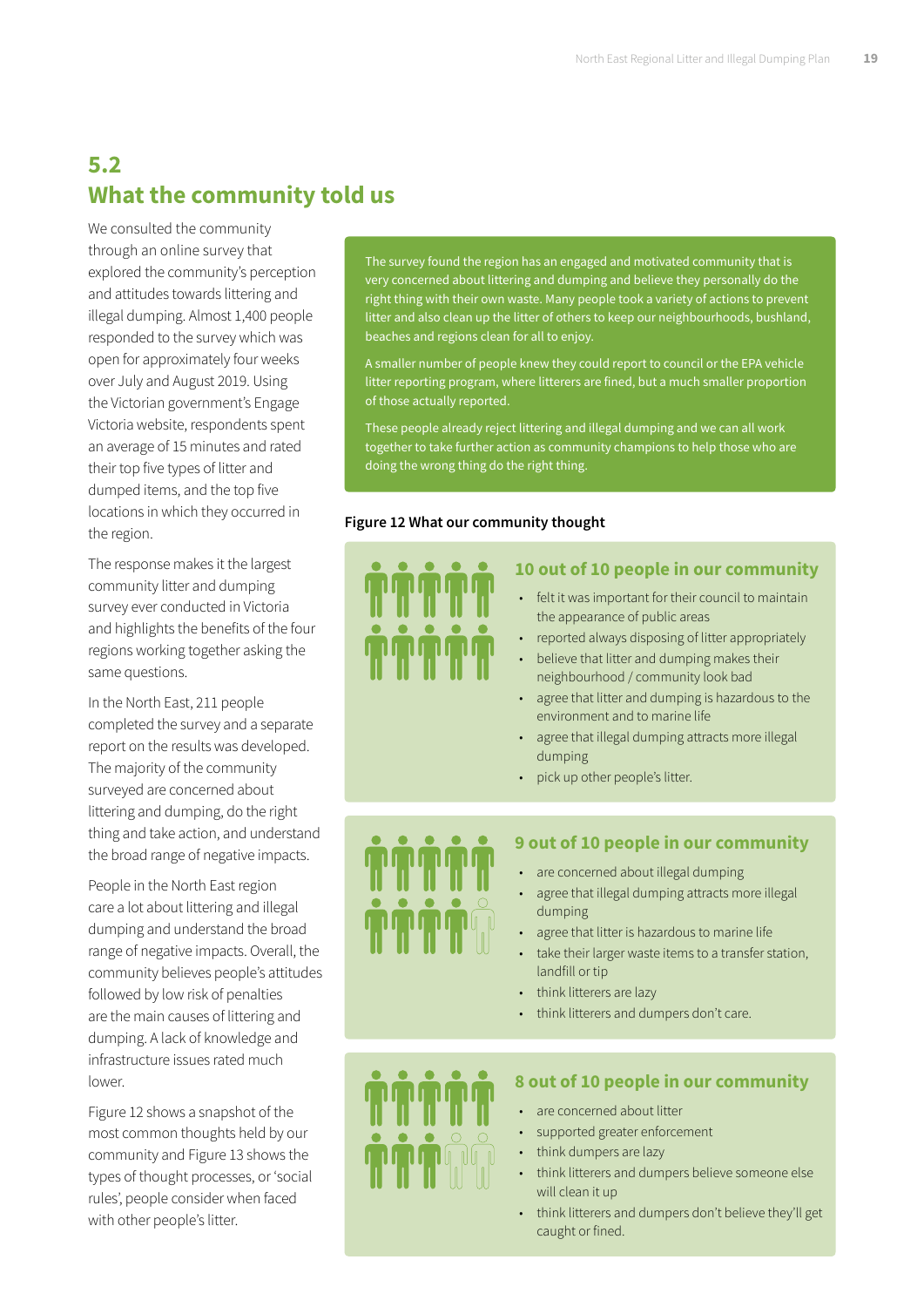## 5.2 What the community told us

We consulted the community through an online survey that explored the community's perception and attitudes towards littering and illegal dumping. Almost 1,400 people responded to the survey which was open for approximately four weeks over July and August 2019. Using the Victorian government's Engage Victoria website, respondents spent an average of 15 minutes and rated their top five types of litter and dumped items, and the top five locations in which they occurred in the region.

The response makes it the largest community litter and dumping survey ever conducted in Victoria and highlights the benefits of the four regions working together asking the same questions.

In the North East, 211 people completed the survey and a separate report on the results was developed. The majority of the community surveyed are concerned about littering and dumping, do the right thing and take action, and understand the broad range of negative impacts.

People in the North East region care a lot about littering and illegal dumping and understand the broad range of negative impacts. Overall, the community believes people's attitudes followed by low risk of penalties are the main causes of littering and dumping. A lack of knowledge and infrastructure issues rated much lower.

Figure 12 shows a snapshot of the most common thoughts held by our community and Figure 13 shows the types of thought processes, or 'social rules', people consider when faced with other people's litter.

The survey found the region has an engaged and motivated community that is very concerned about littering and dumping and believe they personally do the right thing with their own waste. Many people took a variety of actions to prevent litter and also clean up the litter of others to keep our neighbourhoods, bushland, beaches and regions clean for all to enjoy.

A smaller number of people knew they could report to council or the EPA vehicle litter reporting program, where litterers are fined, but a much smaller proportion of those actually reported.

These people already reject littering and illegal dumping and we can all work together to take further action as community champions to help those who are doing the wrong thing do the right thing.

**Figure 12 What our community thought**

### 10 out of 10 people in our community

- felt it was important for their council to maintain the appearance of public areas
- reported always disposing of litter appropriately
- believe that litter and dumping makes their neighbourhood / community look bad
- agree that litter and dumping is hazardous to the environment and to marine life
- agree that illegal dumping attracts more illegal dumping
- pick up other people's litter.

### 9 out of 10 people in our community

- are concerned about illegal dumping
- agree that illegal dumping attracts more illegal dumping
- agree that litter is hazardous to marine life
- take their larger waste items to a transfer station, landfill or tip
- think litterers are lazy
- think litterers and dumpers don't care.

### 8 out of 10 people in our community

- are concerned about litter
- supported greater enforcement
- think dumpers are lazy
- think litterers and dumpers believe someone else will clean it up
- think litterers and dumpers don't believe they'll get caught or fined.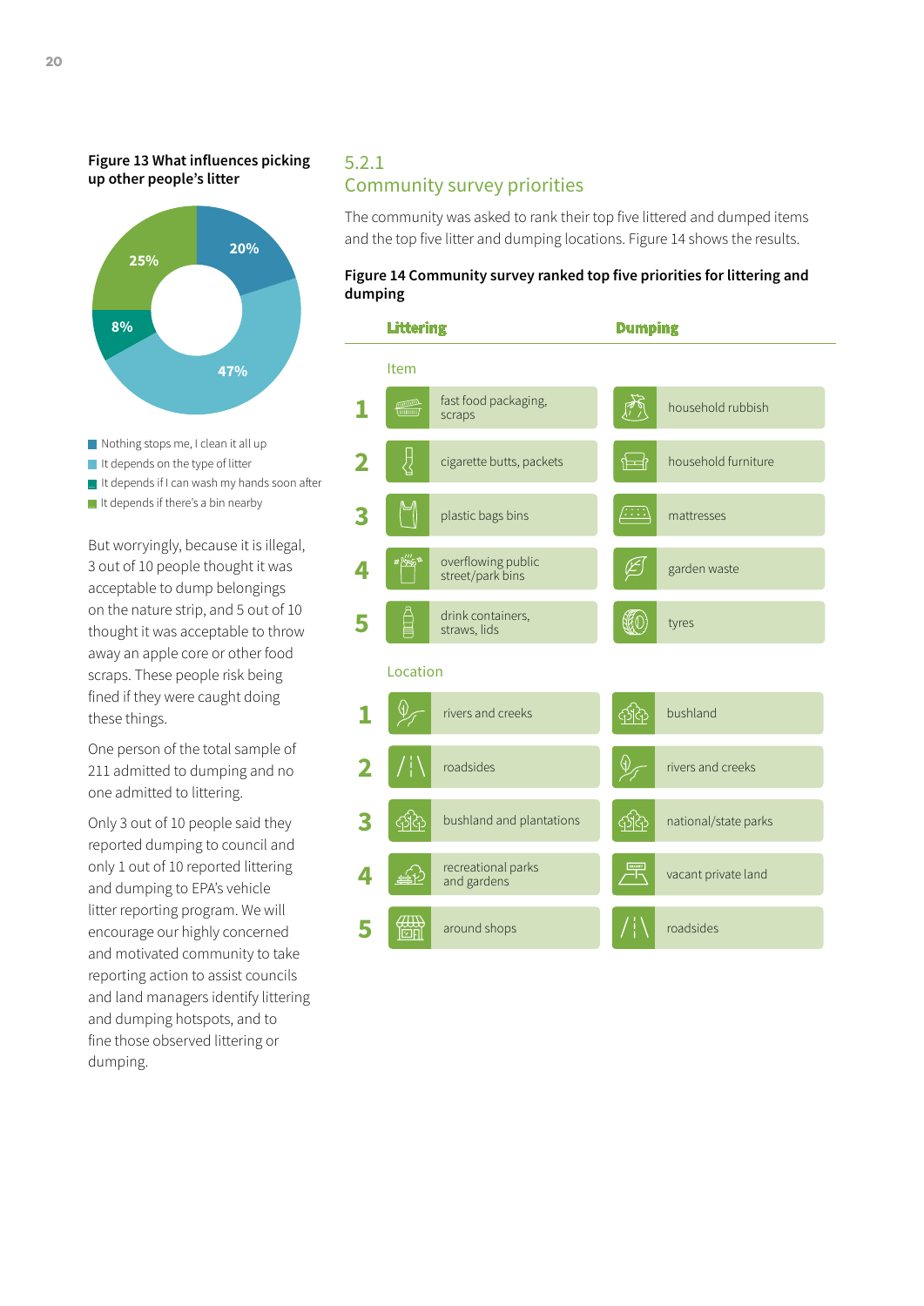**Figure 13 What influences picking up other people's litter**

| Response | % |
|---|---|
| Nothing stops me, I clean it all up | 20% |
| It depends on the type of litter | 47% |
| It depends if I can wash my hands soon after | 8% |
| It depends if there's a bin nearby | 25% |

But worryingly, because it is illegal, 3 out of 10 people thought it was acceptable to dump belongings on the nature strip, and 5 out of 10 thought it was acceptable to throw away an apple core or other food scraps. These people risk being fined if they were caught doing these things.

One person of the total sample of 211 admitted to dumping and no one admitted to littering.

Only 3 out of 10 people said they reported dumping to council and only 1 out of 10 reported littering and dumping to EPA's vehicle litter reporting program. We will encourage our highly concerned and motivated community to take reporting action to assist councils and land managers identify littering and dumping hotspots, and to fine those observed littering or dumping.

## 5.2.1 Community survey priorities

The community was asked to rank their top five littered and dumped items and the top five litter and dumping locations. Figure 14 shows the results.

**Figure 14 Community survey ranked top five priorities for littering and dumping**

**Item**

| Rank | Littering | Dumping |
|---|---|---|
| 1 | fast food packaging, scraps | household rubbish |
| 2 | cigarette butts, packets | household furniture |
| 3 | plastic bags bins | mattresses |
| 4 | overflowing public street/park bins | garden waste |
| 5 | drink containers, straws, lids | tyres |

**Location**

| Rank | Littering | Dumping |
|---|---|---|
| 1 | rivers and creeks | bushland |
| 2 | roadsides | rivers and creeks |
| 3 | bushland and plantations | national/state parks |
| 4 | recreational parks and gardens | vacant private land |
| 5 | around shops | roadsides |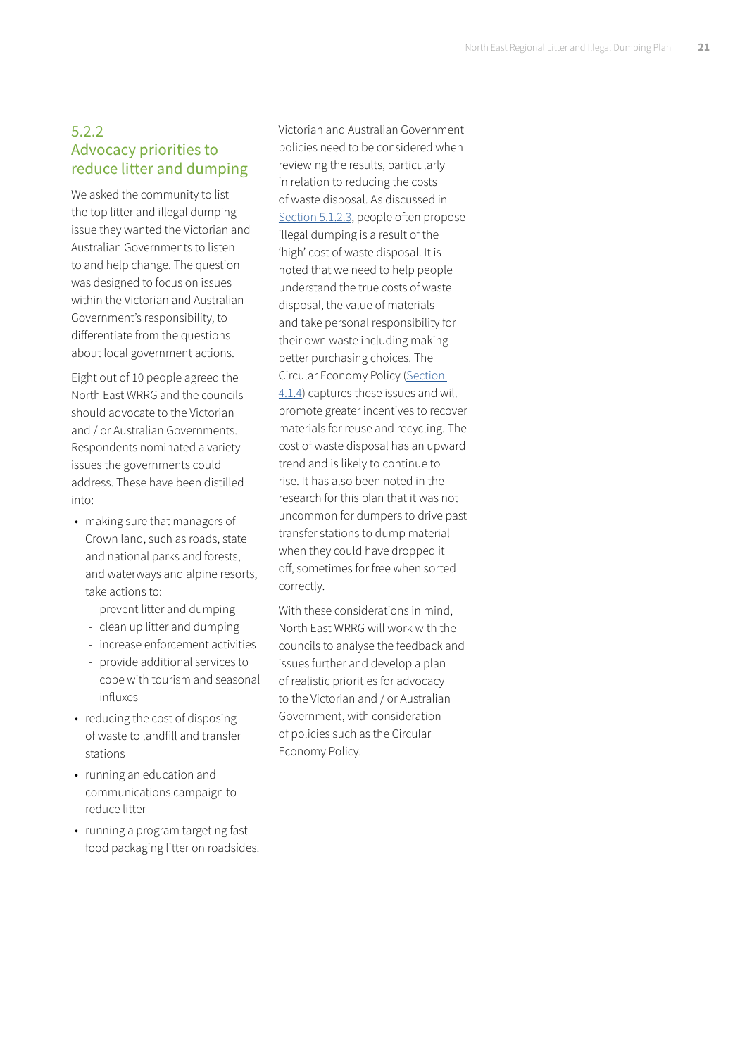### 5.2.2 Advocacy priorities to reduce litter and dumping

We asked the community to list the top litter and illegal dumping issue they wanted the Victorian and Australian Governments to listen to and help change. The question was designed to focus on issues within the Victorian and Australian Government's responsibility, to differentiate from the questions about local government actions.

Eight out of 10 people agreed the North East WRRG and the councils should advocate to the Victorian and / or Australian Governments. Respondents nominated a variety issues the governments could address. These have been distilled into:

- making sure that managers of Crown land, such as roads, state and national parks and forests, and waterways and alpine resorts, take actions to:
  - prevent litter and dumping
  - clean up litter and dumping
  - increase enforcement activities
  - provide additional services to cope with tourism and seasonal influxes
- reducing the cost of disposing of waste to landfill and transfer stations
- running an education and communications campaign to reduce litter
- running a program targeting fast food packaging litter on roadsides.

Victorian and Australian Government policies need to be considered when reviewing the results, particularly in relation to reducing the costs of waste disposal. As discussed in Section 5.1.2.3, people often propose illegal dumping is a result of the 'high' cost of waste disposal. It is noted that we need to help people understand the true costs of waste disposal, the value of materials and take personal responsibility for their own waste including making better purchasing choices. The Circular Economy Policy (Section 4.1.4) captures these issues and will promote greater incentives to recover materials for reuse and recycling. The cost of waste disposal has an upward trend and is likely to continue to rise. It has also been noted in the research for this plan that it was not uncommon for dumpers to drive past transfer stations to dump material when they could have dropped it off, sometimes for free when sorted correctly.

With these considerations in mind, North East WRRG will work with the councils to analyse the feedback and issues further and develop a plan of realistic priorities for advocacy to the Victorian and / or Australian Government, with consideration of policies such as the Circular Economy Policy.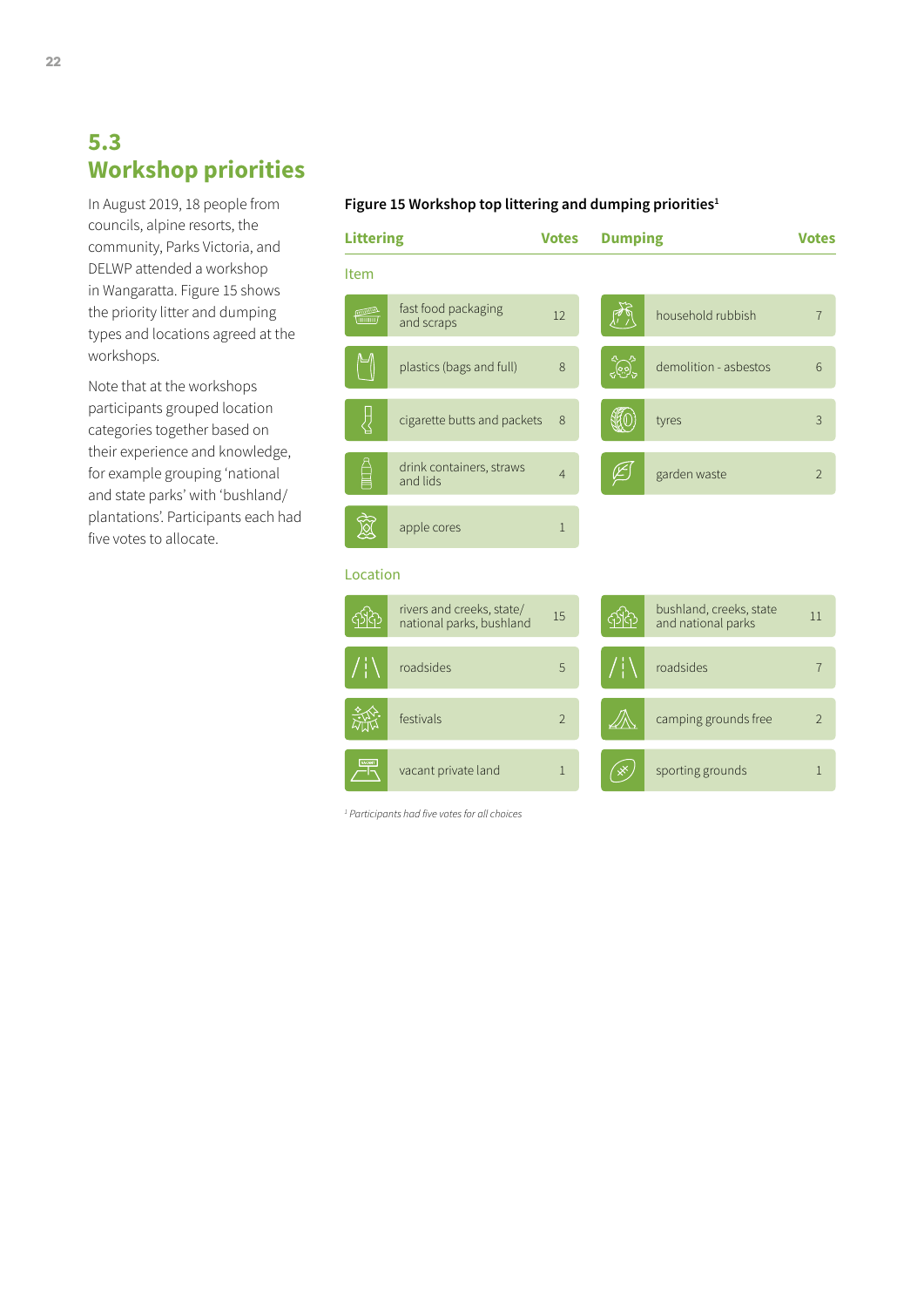## 5.3 Workshop priorities

In August 2019, 18 people from councils, alpine resorts, the community, Parks Victoria, and DELWP attended a workshop in Wangaratta. Figure 15 shows the priority litter and dumping types and locations agreed at the workshops.

Note that at the workshops participants grouped location categories together based on their experience and knowledge, for example grouping 'national and state parks' with 'bushland/ plantations'. Participants each had five votes to allocate.

**Figure 15 Workshop top littering and dumping priorities**[1]

| Littering | Votes | Dumping | Votes |
|---|---|---|---|
| **Item** | | | |
| fast food packaging and scraps | 12 | household rubbish | 7 |
| plastics (bags and full) | 8 | demolition - asbestos | 6 |
| cigarette butts and packets | 8 | tyres | 3 |
| drink containers, straws and lids | 4 | garden waste | 2 |
| apple cores | 1 | | |
| **Location** | | | |
| rivers and creeks, state/ national parks, bushland | 15 | bushland, creeks, state and national parks | 11 |
| roadsides | 5 | roadsides | 7 |
| festivals | 2 | camping grounds free | 2 |
| vacant private land | 1 | sporting grounds | 1 |

[1] *Participants had five votes for all choices*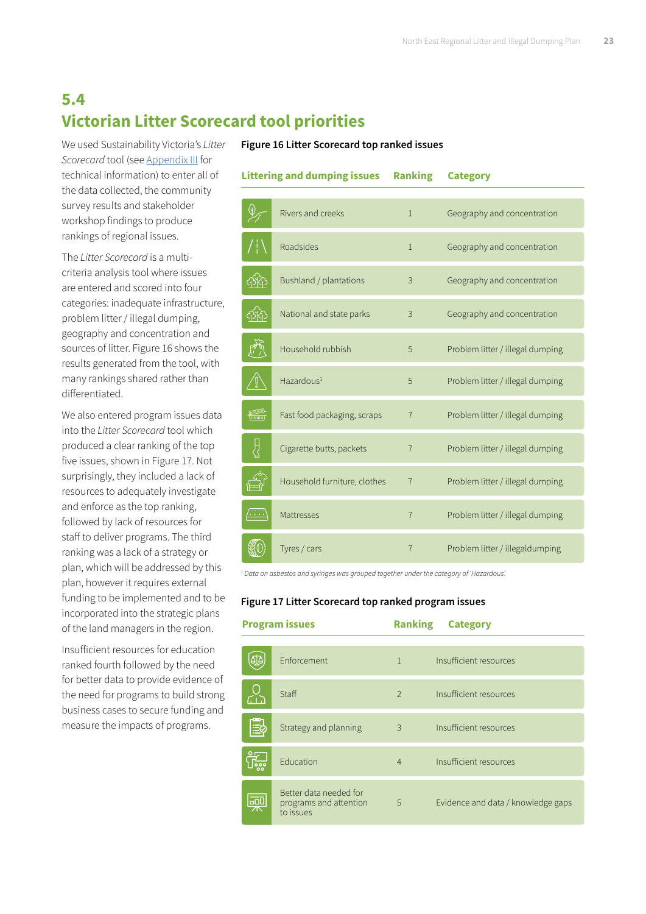## 5.4 Victorian Litter Scorecard tool priorities

We used Sustainability Victoria's *Litter Scorecard* tool (see Appendix III for technical information) to enter all of the data collected, the community survey results and stakeholder workshop findings to produce rankings of regional issues.

The *Litter Scorecard* is a multi-criteria analysis tool where issues are entered and scored into four categories: inadequate infrastructure, problem litter / illegal dumping, geography and concentration and sources of litter. Figure 16 shows the results generated from the tool, with many rankings shared rather than differentiated.

We also entered program issues data into the *Litter Scorecard* tool which produced a clear ranking of the top five issues, shown in Figure 17. Not surprisingly, they included a lack of resources to adequately investigate and enforce as the top ranking, followed by lack of resources for staff to deliver programs. The third ranking was a lack of a strategy or plan, which will be addressed by this plan, however it requires external funding to be implemented and to be incorporated into the strategic plans of the land managers in the region.

Insufficient resources for education ranked fourth followed by the need for better data to provide evidence of the need for programs to build strong business cases to secure funding and measure the impacts of programs.

**Figure 16 Litter Scorecard top ranked issues**

| Littering and dumping issues | Ranking | Category |
|---|---|---|
| Rivers and creeks | 1 | Geography and concentration |
| Roadsides | 1 | Geography and concentration |
| Bushland / plantations | 3 | Geography and concentration |
| National and state parks | 3 | Geography and concentration |
| Household rubbish | 5 | Problem litter / illegal dumping |
| Hazardous[1] | 5 | Problem litter / illegal dumping |
| Fast food packaging, scraps | 7 | Problem litter / illegal dumping |
| Cigarette butts, packets | 7 | Problem litter / illegal dumping |
| Household furniture, clothes | 7 | Problem litter / illegal dumping |
| Mattresses | 7 | Problem litter / illegal dumping |
| Tyres / cars | 7 | Problem litter / illegaldumping |

[1] *Data on asbestos and syringes was grouped together under the category of 'Hazardous'.*

**Figure 17 Litter Scorecard top ranked program issues**

| Program issues | Ranking | Category |
|---|---|---|
| Enforcement | 1 | Insufficient resources |
| Staff | 2 | Insufficient resources |
| Strategy and planning | 3 | Insufficient resources |
| Education | 4 | Insufficient resources |
| Better data needed for programs and attention to issues | 5 | Evidence and data / knowledge gaps |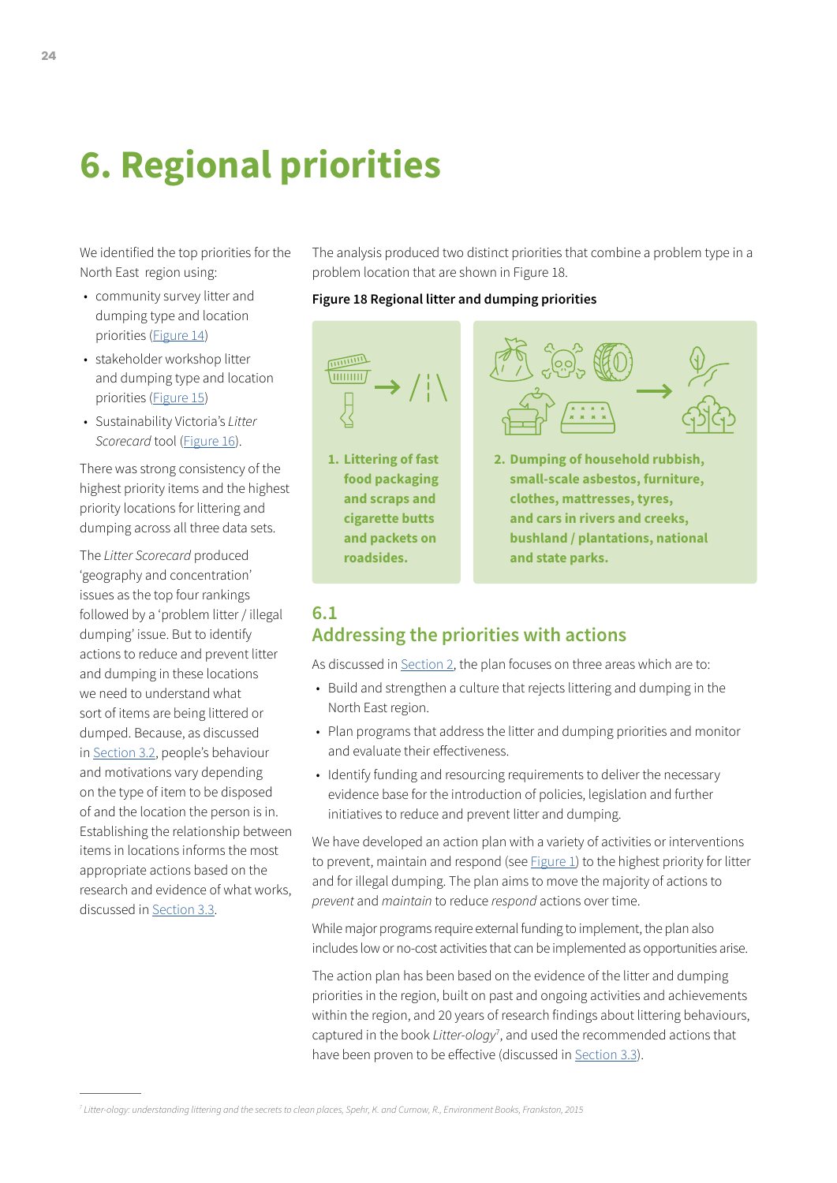# 6. Regional priorities

We identified the top priorities for the North East region using:

- community survey litter and dumping type and location priorities (Figure 14)
- stakeholder workshop litter and dumping type and location priorities (Figure 15)
- Sustainability Victoria's *Litter Scorecard* tool (Figure 16).

There was strong consistency of the highest priority items and the highest priority locations for littering and dumping across all three data sets.

The *Litter Scorecard* produced 'geography and concentration' issues as the top four rankings followed by a 'problem litter / illegal dumping' issue. But to identify actions to reduce and prevent litter and dumping in these locations we need to understand what sort of items are being littered or dumped. Because, as discussed in Section 3.2, people's behaviour and motivations vary depending on the type of item to be disposed of and the location the person is in. Establishing the relationship between items in locations informs the most appropriate actions based on the research and evidence of what works, discussed in Section 3.3.

The analysis produced two distinct priorities that combine a problem type in a problem location that are shown in Figure 18.

**Figure 18 Regional litter and dumping priorities**

**1. Littering of fast food packaging and scraps and cigarette butts and packets on roadsides.**

**2. Dumping of household rubbish, small-scale asbestos, furniture, clothes, mattresses, tyres, and cars in rivers and creeks, bushland / plantations, national and state parks.**

## 6.1 Addressing the priorities with actions

As discussed in Section 2, the plan focuses on three areas which are to:

- Build and strengthen a culture that rejects littering and dumping in the North East region.
- Plan programs that address the litter and dumping priorities and monitor and evaluate their effectiveness.
- Identify funding and resourcing requirements to deliver the necessary evidence base for the introduction of policies, legislation and further initiatives to reduce and prevent litter and dumping.

We have developed an action plan with a variety of activities or interventions to prevent, maintain and respond (see Figure 1) to the highest priority for litter and for illegal dumping. The plan aims to move the majority of actions to *prevent* and *maintain* to reduce *respond* actions over time.

While major programs require external funding to implement, the plan also includes low or no-cost activities that can be implemented as opportunities arise.

The action plan has been based on the evidence of the litter and dumping priorities in the region, built on past and ongoing activities and achievements within the region, and 20 years of research findings about littering behaviours, captured in the book *Litter-ology*[7], and used the recommended actions that have been proven to be effective (discussed in Section 3.3).

[7] *Litter-ology: understanding littering and the secrets to clean places, Spehr, K. and Curnow, R., Environment Books, Frankston, 2015*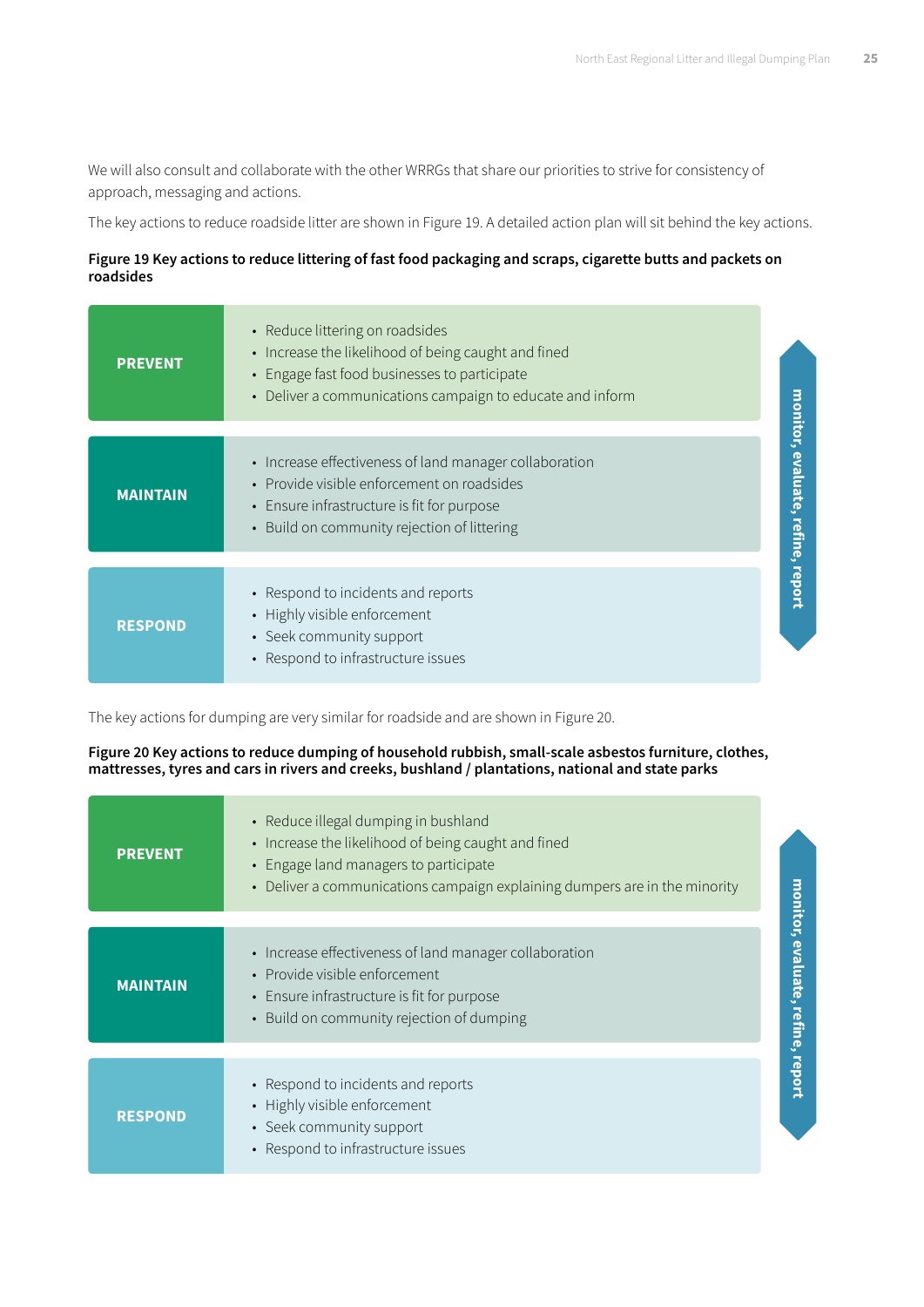We will also consult and collaborate with the other WRRGs that share our priorities to strive for consistency of approach, messaging and actions.

The key actions to reduce roadside litter are shown in Figure 19. A detailed action plan will sit behind the key actions.

**Figure 19 Key actions to reduce littering of fast food packaging and scraps, cigarette butts and packets on roadsides**

| | |
|---|---|
| **PREVENT** | • Reduce littering on roadsides<br>• Increase the likelihood of being caught and fined<br>• Engage fast food businesses to participate<br>• Deliver a communications campaign to educate and inform |
| **MAINTAIN** | • Increase effectiveness of land manager collaboration<br>• Provide visible enforcement on roadsides<br>• Ensure infrastructure is fit for purpose<br>• Build on community rejection of littering |
| **RESPOND** | • Respond to incidents and reports<br>• Highly visible enforcement<br>• Seek community support<br>• Respond to infrastructure issues |

monitor, evaluate, refine, report

The key actions for dumping are very similar for roadside and are shown in Figure 20.

**Figure 20 Key actions to reduce dumping of household rubbish, small-scale asbestos furniture, clothes, mattresses, tyres and cars in rivers and creeks, bushland / plantations, national and state parks**

| | |
|---|---|
| **PREVENT** | • Reduce illegal dumping in bushland<br>• Increase the likelihood of being caught and fined<br>• Engage land managers to participate<br>• Deliver a communications campaign explaining dumpers are in the minority |
| **MAINTAIN** | • Increase effectiveness of land manager collaboration<br>• Provide visible enforcement<br>• Ensure infrastructure is fit for purpose<br>• Build on community rejection of dumping |
| **RESPOND** | • Respond to incidents and reports<br>• Highly visible enforcement<br>• Seek community support<br>• Respond to infrastructure issues |

monitor, evaluate, refine, report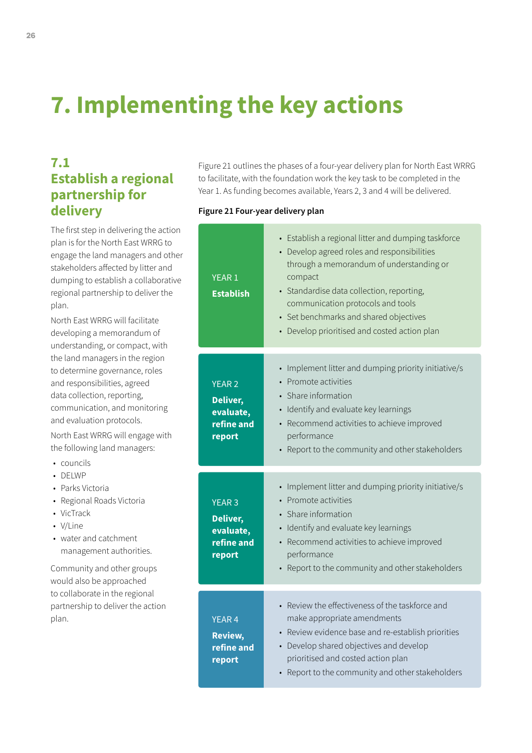# 7. Implementing the key actions

## 7.1 Establish a regional partnership for delivery

The first step in delivering the action plan is for the North East WRRG to engage the land managers and other stakeholders affected by litter and dumping to establish a collaborative regional partnership to deliver the plan.

North East WRRG will facilitate developing a memorandum of understanding, or compact, with the land managers in the region to determine governance, roles and responsibilities, agreed data collection, reporting, communication, and monitoring and evaluation protocols.

North East WRRG will engage with the following land managers:

- councils
- DELWP
- Parks Victoria
- Regional Roads Victoria
- VicTrack
- V/Line
- water and catchment management authorities.

Community and other groups would also be approached to collaborate in the regional partnership to deliver the action plan.

Figure 21 outlines the phases of a four-year delivery plan for North East WRRG to facilitate, with the foundation work the key task to be completed in the Year 1. As funding becomes available, Years 2, 3 and 4 will be delivered.

**Figure 21 Four-year delivery plan**

| Year | Activities |
| --- | --- |
| YEAR 1 **Establish** | • Establish a regional litter and dumping taskforce<br>• Develop agreed roles and responsibilities through a memorandum of understanding or compact<br>• Standardise data collection, reporting, communication protocols and tools<br>• Set benchmarks and shared objectives<br>• Develop prioritised and costed action plan |
| YEAR 2 **Deliver, evaluate, refine and report** | • Implement litter and dumping priority initiative/s<br>• Promote activities<br>• Share information<br>• Identify and evaluate key learnings<br>• Recommend activities to achieve improved performance<br>• Report to the community and other stakeholders |
| YEAR 3 **Deliver, evaluate, refine and report** | • Implement litter and dumping priority initiative/s<br>• Promote activities<br>• Share information<br>• Identify and evaluate key learnings<br>• Recommend activities to achieve improved performance<br>• Report to the community and other stakeholders |
| YEAR 4 **Review, refine and report** | • Review the effectiveness of the taskforce and make appropriate amendments<br>• Review evidence base and re-establish priorities<br>• Develop shared objectives and develop prioritised and costed action plan<br>• Report to the community and other stakeholders |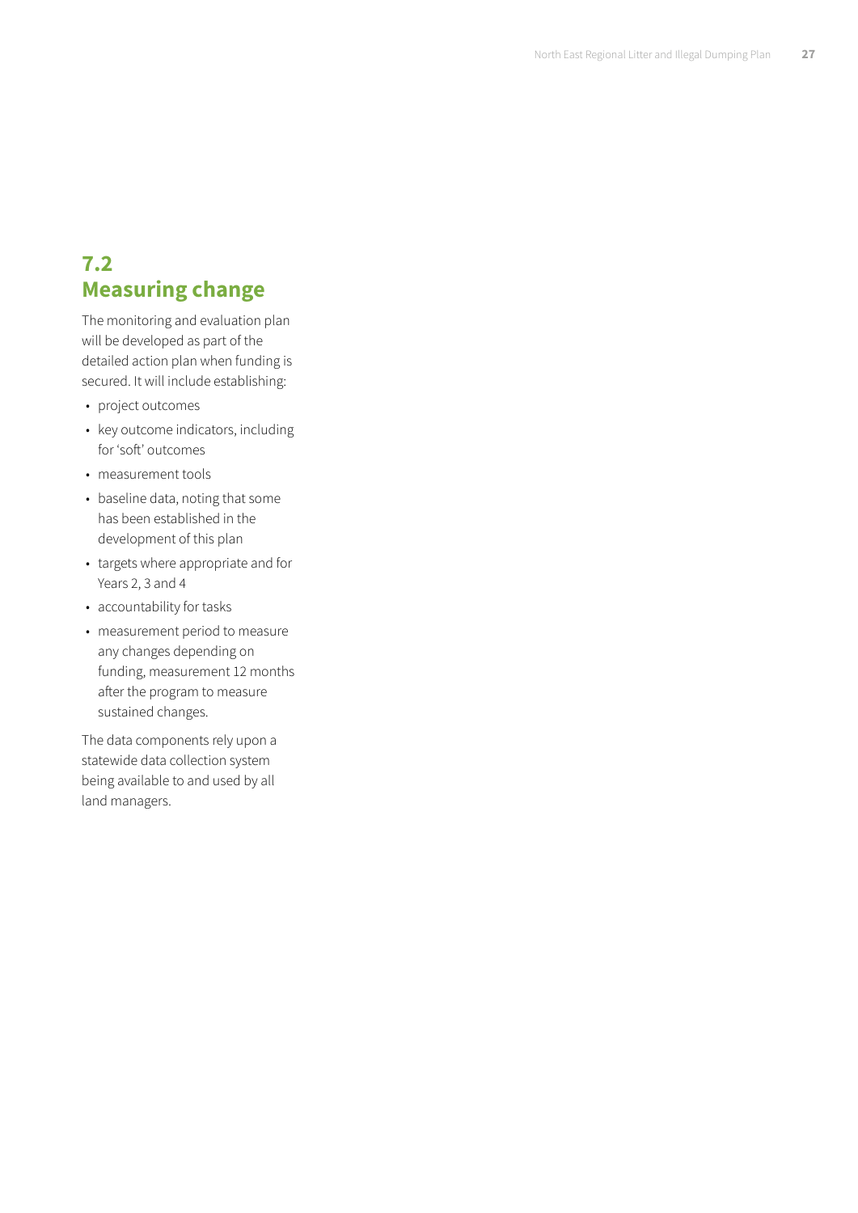## 7.2 Measuring change

The monitoring and evaluation plan will be developed as part of the detailed action plan when funding is secured. It will include establishing:

- project outcomes
- key outcome indicators, including for 'soft' outcomes
- measurement tools
- baseline data, noting that some has been established in the development of this plan
- targets where appropriate and for Years 2, 3 and 4
- accountability for tasks
- measurement period to measure any changes depending on funding, measurement 12 months after the program to measure sustained changes.

The data components rely upon a statewide data collection system being available to and used by all land managers.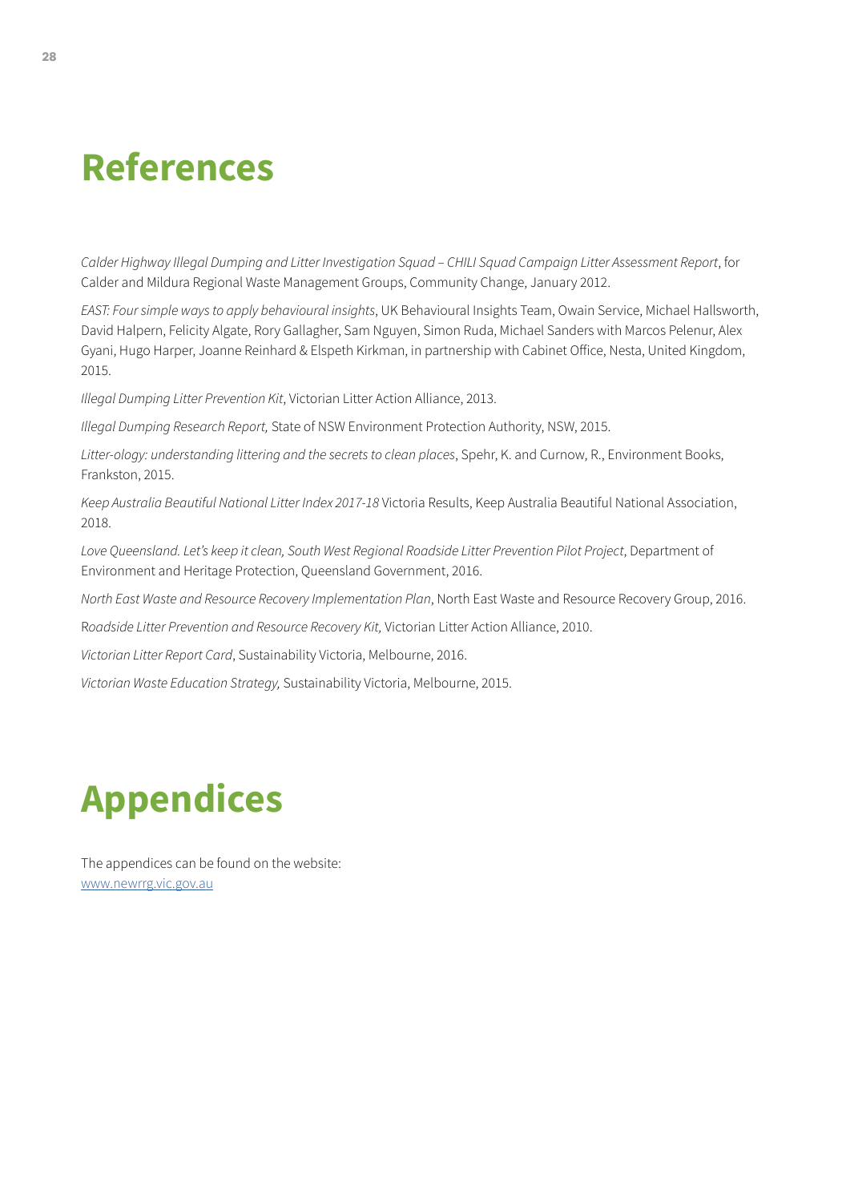# References

*Calder Highway Illegal Dumping and Litter Investigation Squad – CHILI Squad Campaign Litter Assessment Report*, for Calder and Mildura Regional Waste Management Groups, Community Change, January 2012.

*EAST: Four simple ways to apply behavioural insights*, UK Behavioural Insights Team, Owain Service, Michael Hallsworth, David Halpern, Felicity Algate, Rory Gallagher, Sam Nguyen, Simon Ruda, Michael Sanders with Marcos Pelenur, Alex Gyani, Hugo Harper, Joanne Reinhard & Elspeth Kirkman, in partnership with Cabinet Office, Nesta, United Kingdom, 2015.

*Illegal Dumping Litter Prevention Kit*, Victorian Litter Action Alliance, 2013.

*Illegal Dumping Research Report,* State of NSW Environment Protection Authority, NSW, 2015.

*Litter-ology: understanding littering and the secrets to clean places*, Spehr, K. and Curnow, R., Environment Books, Frankston, 2015.

*Keep Australia Beautiful National Litter Index 2017-18* Victoria Results, Keep Australia Beautiful National Association, 2018.

*Love Queensland. Let's keep it clean, South West Regional Roadside Litter Prevention Pilot Project*, Department of Environment and Heritage Protection, Queensland Government, 2016.

*North East Waste and Resource Recovery Implementation Plan*, North East Waste and Resource Recovery Group, 2016.

*Roadside Litter Prevention and Resource Recovery Kit,* Victorian Litter Action Alliance, 2010.

*Victorian Litter Report Card*, Sustainability Victoria, Melbourne, 2016.

*Victorian Waste Education Strategy,* Sustainability Victoria, Melbourne, 2015.

# Appendices

The appendices can be found on the website:
[www.newrrg.vic.gov.au](www.newrrg.vic.gov.au)